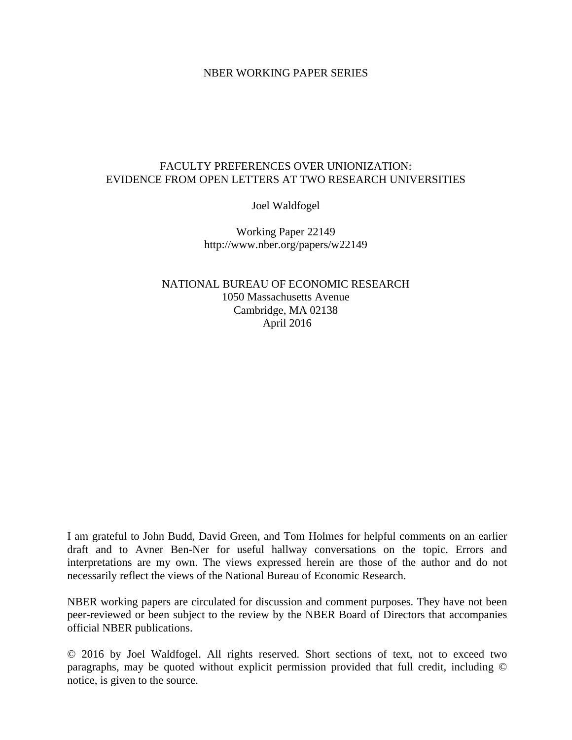NBER WORKING PAPER SERIES

# FACULTY PREFERENCES OVER UNIONIZATION: EVIDENCE FROM OPEN LETTERS AT TWO RESEARCH UNIVERSITIES

Joel Waldfogel

Working Paper 22149
http://www.nber.org/papers/w22149

NATIONAL BUREAU OF ECONOMIC RESEARCH
1050 Massachusetts Avenue
Cambridge, MA 02138
April 2016

I am grateful to John Budd, David Green, and Tom Holmes for helpful comments on an earlier draft and to Avner Ben-Ner for useful hallway conversations on the topic. Errors and interpretations are my own. The views expressed herein are those of the author and do not necessarily reflect the views of the National Bureau of Economic Research.

NBER working papers are circulated for discussion and comment purposes. They have not been peer-reviewed or been subject to the review by the NBER Board of Directors that accompanies official NBER publications.

© 2016 by Joel Waldfogel. All rights reserved. Short sections of text, not to exceed two paragraphs, may be quoted without explicit permission provided that full credit, including © notice, is given to the source.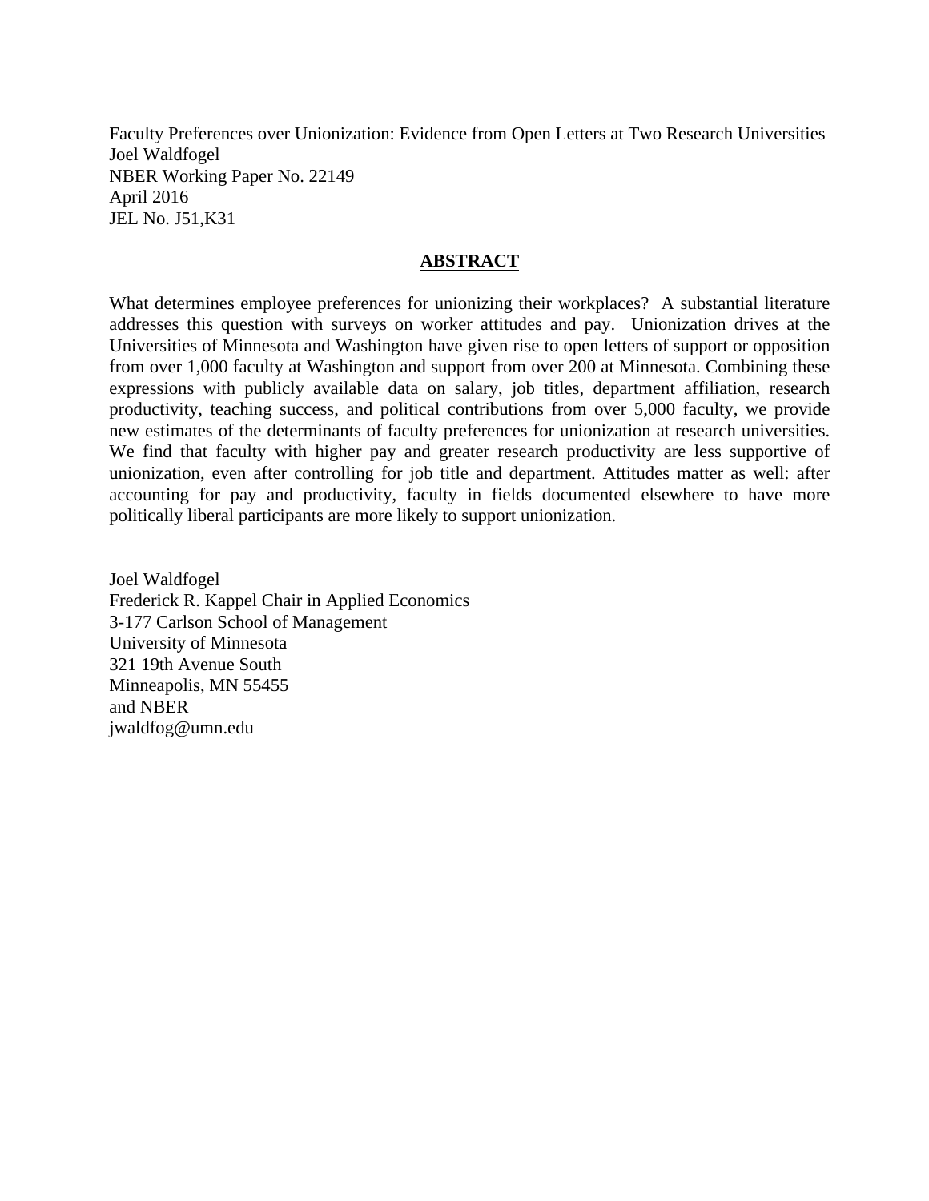Faculty Preferences over Unionization: Evidence from Open Letters at Two Research Universities
Joel Waldfogel
NBER Working Paper No. 22149
April 2016
JEL No. J51,K31

## ABSTRACT

What determines employee preferences for unionizing their workplaces? A substantial literature addresses this question with surveys on worker attitudes and pay. Unionization drives at the Universities of Minnesota and Washington have given rise to open letters of support or opposition from over 1,000 faculty at Washington and support from over 200 at Minnesota. Combining these expressions with publicly available data on salary, job titles, department affiliation, research productivity, teaching success, and political contributions from over 5,000 faculty, we provide new estimates of the determinants of faculty preferences for unionization at research universities. We find that faculty with higher pay and greater research productivity are less supportive of unionization, even after controlling for job title and department. Attitudes matter as well: after accounting for pay and productivity, faculty in fields documented elsewhere to have more politically liberal participants are more likely to support unionization.

Joel Waldfogel
Frederick R. Kappel Chair in Applied Economics
3-177 Carlson School of Management
University of Minnesota
321 19th Avenue South
Minneapolis, MN 55455
and NBER
jwaldfog@umn.edu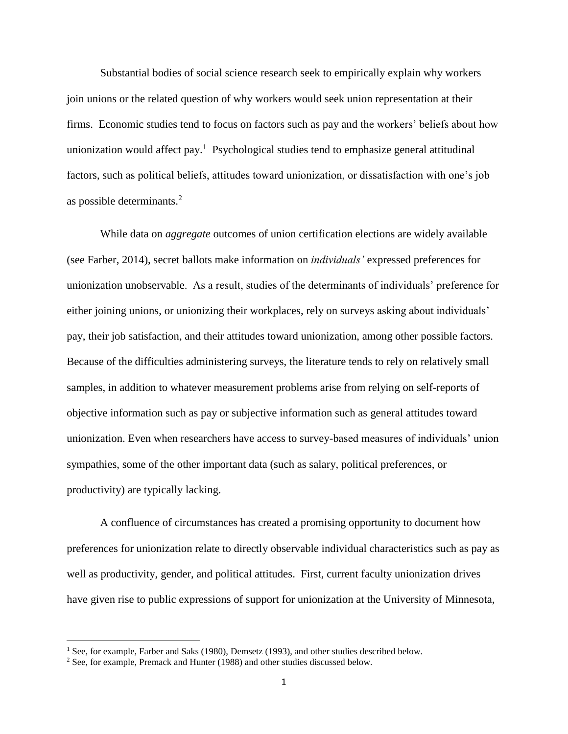Substantial bodies of social science research seek to empirically explain why workers join unions or the related question of why workers would seek union representation at their firms. Economic studies tend to focus on factors such as pay and the workers' beliefs about how unionization would affect pay.[1] Psychological studies tend to emphasize general attitudinal factors, such as political beliefs, attitudes toward unionization, or dissatisfaction with one's job as possible determinants.[2]

While data on *aggregate* outcomes of union certification elections are widely available (see Farber, 2014), secret ballots make information on *individuals'* expressed preferences for unionization unobservable. As a result, studies of the determinants of individuals' preference for either joining unions, or unionizing their workplaces, rely on surveys asking about individuals' pay, their job satisfaction, and their attitudes toward unionization, among other possible factors. Because of the difficulties administering surveys, the literature tends to rely on relatively small samples, in addition to whatever measurement problems arise from relying on self-reports of objective information such as pay or subjective information such as general attitudes toward unionization. Even when researchers have access to survey-based measures of individuals' union sympathies, some of the other important data (such as salary, political preferences, or productivity) are typically lacking.

A confluence of circumstances has created a promising opportunity to document how preferences for unionization relate to directly observable individual characteristics such as pay as well as productivity, gender, and political attitudes. First, current faculty unionization drives have given rise to public expressions of support for unionization at the University of Minnesota,

[1] See, for example, Farber and Saks (1980), Demsetz (1993), and other studies described below.

[2] See, for example, Premack and Hunter (1988) and other studies discussed below.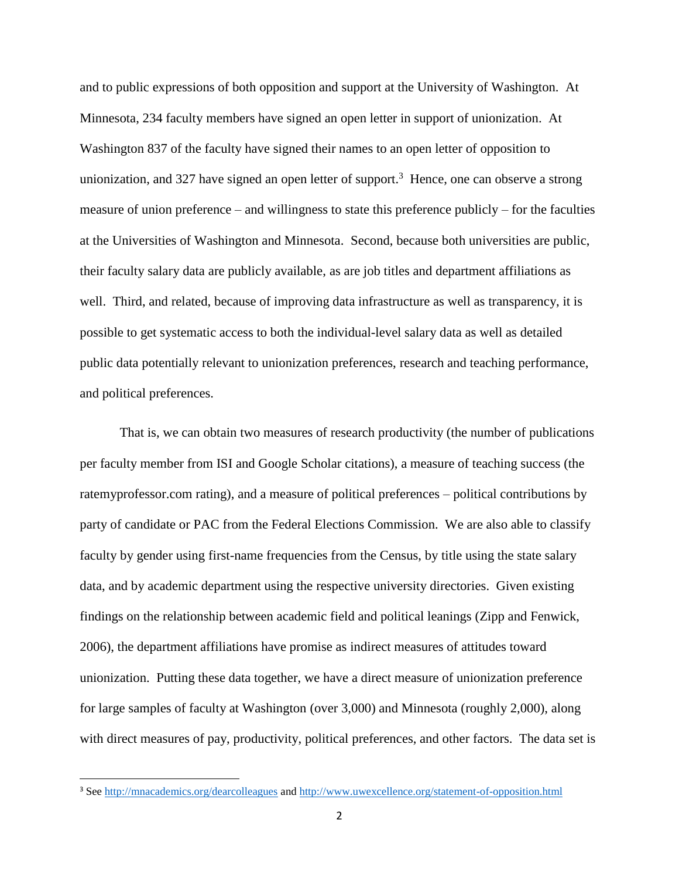and to public expressions of both opposition and support at the University of Washington. At Minnesota, 234 faculty members have signed an open letter in support of unionization. At Washington 837 of the faculty have signed their names to an open letter of opposition to unionization, and 327 have signed an open letter of support.[3] Hence, one can observe a strong measure of union preference – and willingness to state this preference publicly – for the faculties at the Universities of Washington and Minnesota. Second, because both universities are public, their faculty salary data are publicly available, as are job titles and department affiliations as well. Third, and related, because of improving data infrastructure as well as transparency, it is possible to get systematic access to both the individual-level salary data as well as detailed public data potentially relevant to unionization preferences, research and teaching performance, and political preferences.

That is, we can obtain two measures of research productivity (the number of publications per faculty member from ISI and Google Scholar citations), a measure of teaching success (the ratemyprofessor.com rating), and a measure of political preferences – political contributions by party of candidate or PAC from the Federal Elections Commission. We are also able to classify faculty by gender using first-name frequencies from the Census, by title using the state salary data, and by academic department using the respective university directories. Given existing findings on the relationship between academic field and political leanings (Zipp and Fenwick, 2006), the department affiliations have promise as indirect measures of attitudes toward unionization. Putting these data together, we have a direct measure of unionization preference for large samples of faculty at Washington (over 3,000) and Minnesota (roughly 2,000), along with direct measures of pay, productivity, political preferences, and other factors. The data set is

[3] See http://mnacademics.org/dearcolleagues and http://www.uwexcellence.org/statement-of-opposition.html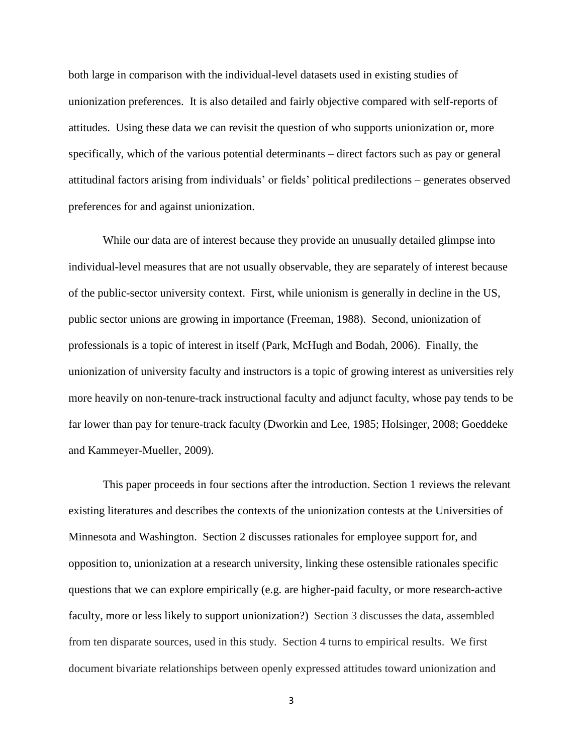both large in comparison with the individual-level datasets used in existing studies of unionization preferences. It is also detailed and fairly objective compared with self-reports of attitudes. Using these data we can revisit the question of who supports unionization or, more specifically, which of the various potential determinants – direct factors such as pay or general attitudinal factors arising from individuals' or fields' political predilections – generates observed preferences for and against unionization.

While our data are of interest because they provide an unusually detailed glimpse into individual-level measures that are not usually observable, they are separately of interest because of the public-sector university context. First, while unionism is generally in decline in the US, public sector unions are growing in importance (Freeman, 1988). Second, unionization of professionals is a topic of interest in itself (Park, McHugh and Bodah, 2006). Finally, the unionization of university faculty and instructors is a topic of growing interest as universities rely more heavily on non-tenure-track instructional faculty and adjunct faculty, whose pay tends to be far lower than pay for tenure-track faculty (Dworkin and Lee, 1985; Holsinger, 2008; Goeddeke and Kammeyer-Mueller, 2009).

This paper proceeds in four sections after the introduction. Section 1 reviews the relevant existing literatures and describes the contexts of the unionization contests at the Universities of Minnesota and Washington. Section 2 discusses rationales for employee support for, and opposition to, unionization at a research university, linking these ostensible rationales specific questions that we can explore empirically (e.g. are higher-paid faculty, or more research-active faculty, more or less likely to support unionization?) Section 3 discusses the data, assembled from ten disparate sources, used in this study. Section 4 turns to empirical results. We first document bivariate relationships between openly expressed attitudes toward unionization and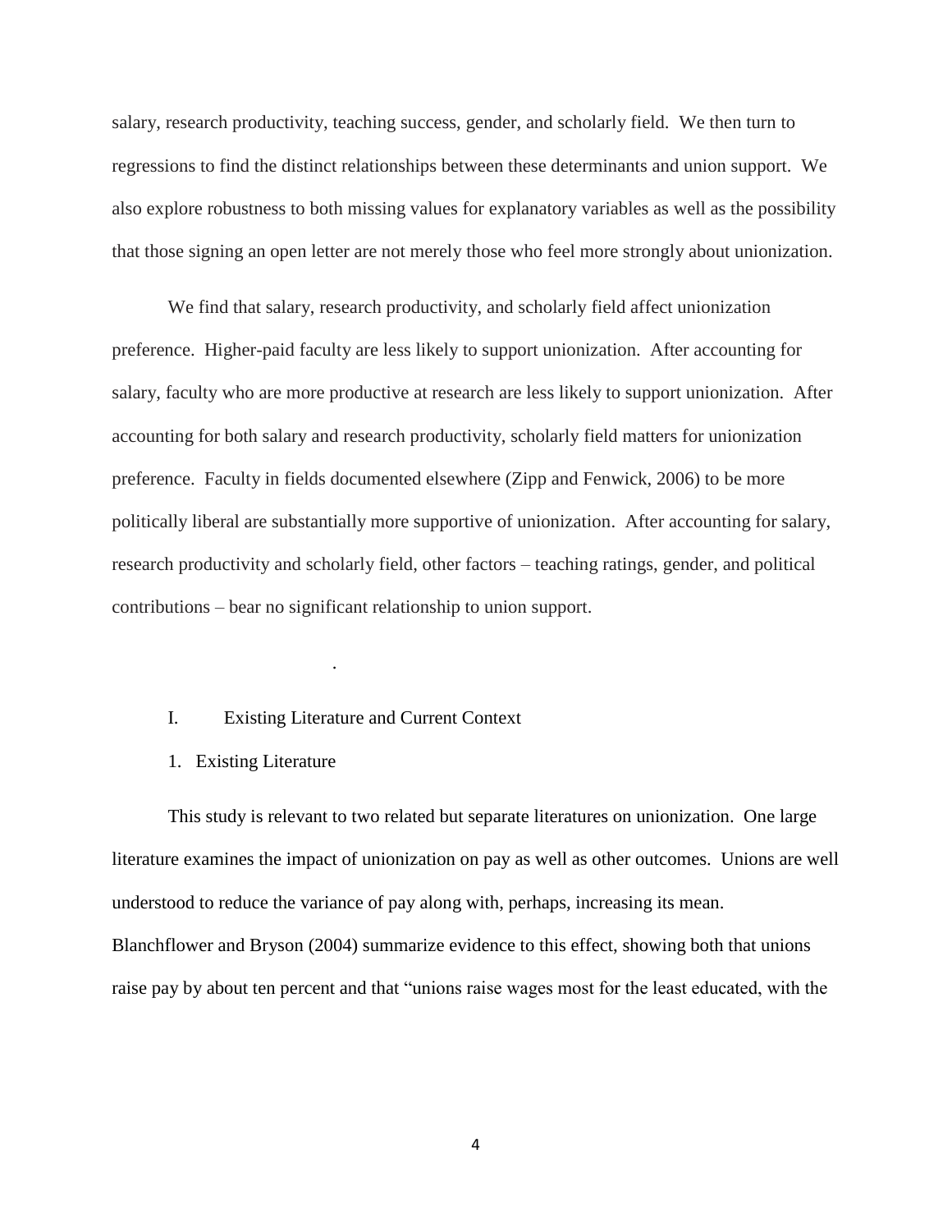salary, research productivity, teaching success, gender, and scholarly field. We then turn to regressions to find the distinct relationships between these determinants and union support. We also explore robustness to both missing values for explanatory variables as well as the possibility that those signing an open letter are not merely those who feel more strongly about unionization.

We find that salary, research productivity, and scholarly field affect unionization preference. Higher-paid faculty are less likely to support unionization. After accounting for salary, faculty who are more productive at research are less likely to support unionization. After accounting for both salary and research productivity, scholarly field matters for unionization preference. Faculty in fields documented elsewhere (Zipp and Fenwick, 2006) to be more politically liberal are substantially more supportive of unionization. After accounting for salary, research productivity and scholarly field, other factors – teaching ratings, gender, and political contributions – bear no significant relationship to union support.

.

## I. Existing Literature and Current Context

### 1. Existing Literature

This study is relevant to two related but separate literatures on unionization. One large literature examines the impact of unionization on pay as well as other outcomes. Unions are well understood to reduce the variance of pay along with, perhaps, increasing its mean. Blanchflower and Bryson (2004) summarize evidence to this effect, showing both that unions raise pay by about ten percent and that "unions raise wages most for the least educated, with the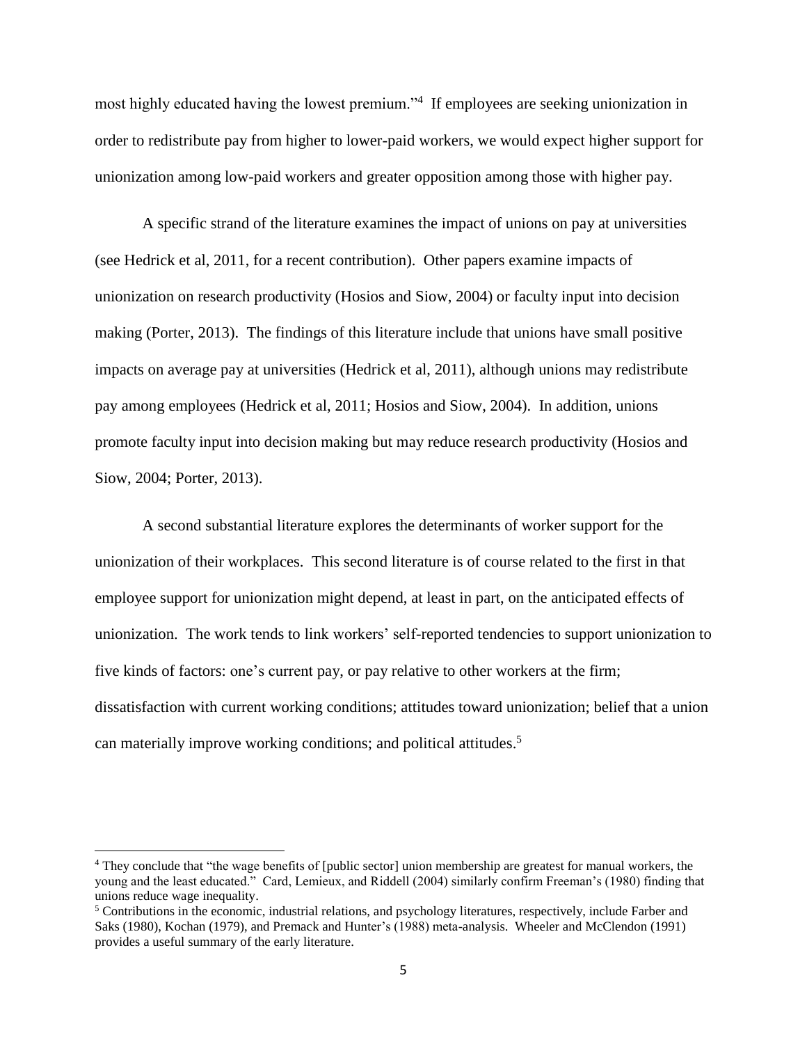most highly educated having the lowest premium."[4] If employees are seeking unionization in order to redistribute pay from higher to lower-paid workers, we would expect higher support for unionization among low-paid workers and greater opposition among those with higher pay.

A specific strand of the literature examines the impact of unions on pay at universities (see Hedrick et al, 2011, for a recent contribution). Other papers examine impacts of unionization on research productivity (Hosios and Siow, 2004) or faculty input into decision making (Porter, 2013). The findings of this literature include that unions have small positive impacts on average pay at universities (Hedrick et al, 2011), although unions may redistribute pay among employees (Hedrick et al, 2011; Hosios and Siow, 2004). In addition, unions promote faculty input into decision making but may reduce research productivity (Hosios and Siow, 2004; Porter, 2013).

A second substantial literature explores the determinants of worker support for the unionization of their workplaces. This second literature is of course related to the first in that employee support for unionization might depend, at least in part, on the anticipated effects of unionization. The work tends to link workers' self-reported tendencies to support unionization to five kinds of factors: one's current pay, or pay relative to other workers at the firm; dissatisfaction with current working conditions; attitudes toward unionization; belief that a union can materially improve working conditions; and political attitudes.[5]

---

[4] They conclude that "the wage benefits of [public sector] union membership are greatest for manual workers, the young and the least educated." Card, Lemieux, and Riddell (2004) similarly confirm Freeman's (1980) finding that unions reduce wage inequality.

[5] Contributions in the economic, industrial relations, and psychology literatures, respectively, include Farber and Saks (1980), Kochan (1979), and Premack and Hunter's (1988) meta-analysis. Wheeler and McClendon (1991) provides a useful summary of the early literature.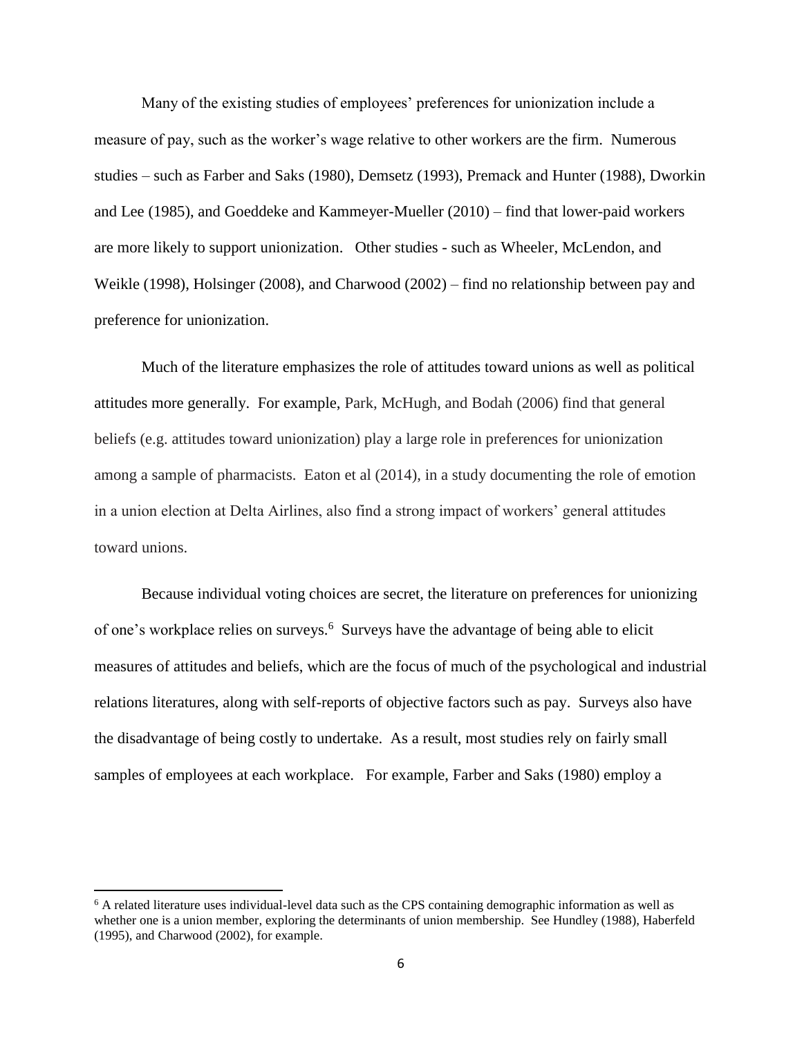Many of the existing studies of employees' preferences for unionization include a measure of pay, such as the worker's wage relative to other workers are the firm. Numerous studies – such as Farber and Saks (1980), Demsetz (1993), Premack and Hunter (1988), Dworkin and Lee (1985), and Goeddeke and Kammeyer-Mueller (2010) – find that lower-paid workers are more likely to support unionization. Other studies - such as Wheeler, McLendon, and Weikle (1998), Holsinger (2008), and Charwood (2002) – find no relationship between pay and preference for unionization.

Much of the literature emphasizes the role of attitudes toward unions as well as political attitudes more generally. For example, Park, McHugh, and Bodah (2006) find that general beliefs (e.g. attitudes toward unionization) play a large role in preferences for unionization among a sample of pharmacists. Eaton et al (2014), in a study documenting the role of emotion in a union election at Delta Airlines, also find a strong impact of workers' general attitudes toward unions.

Because individual voting choices are secret, the literature on preferences for unionizing of one's workplace relies on surveys.[6] Surveys have the advantage of being able to elicit measures of attitudes and beliefs, which are the focus of much of the psychological and industrial relations literatures, along with self-reports of objective factors such as pay. Surveys also have the disadvantage of being costly to undertake. As a result, most studies rely on fairly small samples of employees at each workplace. For example, Farber and Saks (1980) employ a

[6] A related literature uses individual-level data such as the CPS containing demographic information as well as whether one is a union member, exploring the determinants of union membership. See Hundley (1988), Haberfeld (1995), and Charwood (2002), for example.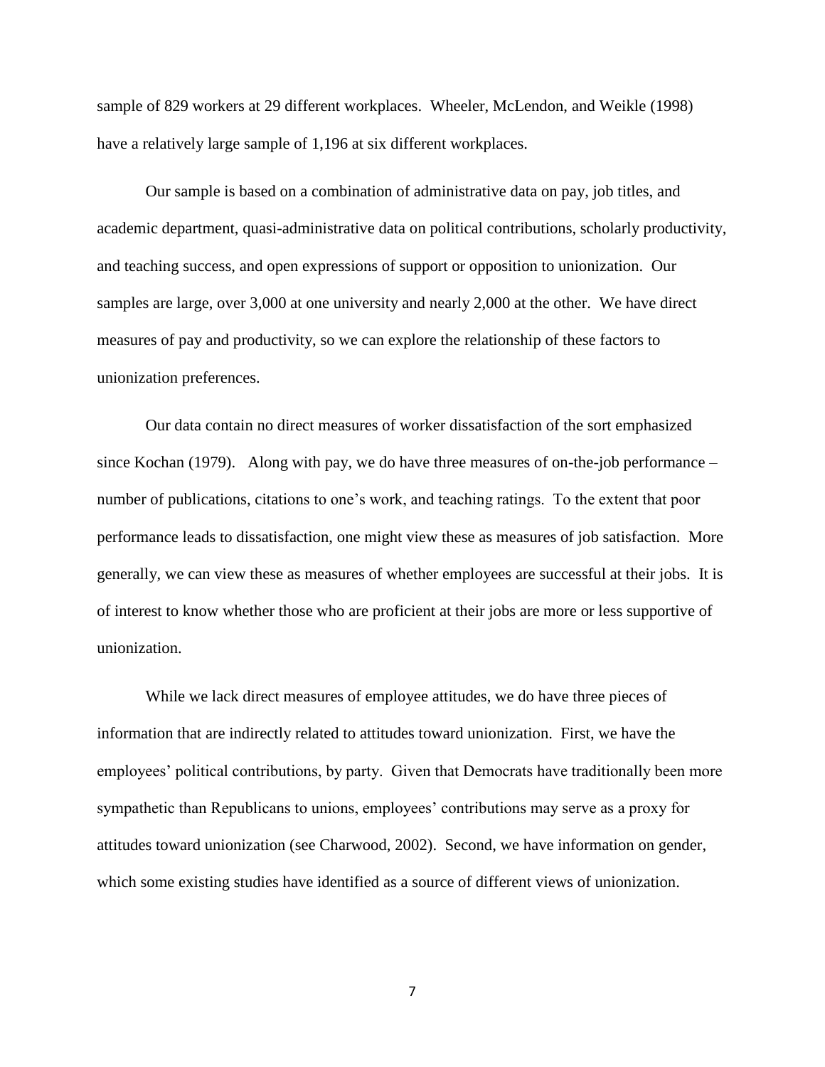sample of 829 workers at 29 different workplaces. Wheeler, McLendon, and Weikle (1998) have a relatively large sample of 1,196 at six different workplaces.

Our sample is based on a combination of administrative data on pay, job titles, and academic department, quasi-administrative data on political contributions, scholarly productivity, and teaching success, and open expressions of support or opposition to unionization. Our samples are large, over 3,000 at one university and nearly 2,000 at the other. We have direct measures of pay and productivity, so we can explore the relationship of these factors to unionization preferences.

Our data contain no direct measures of worker dissatisfaction of the sort emphasized since Kochan (1979). Along with pay, we do have three measures of on-the-job performance – number of publications, citations to one's work, and teaching ratings. To the extent that poor performance leads to dissatisfaction, one might view these as measures of job satisfaction. More generally, we can view these as measures of whether employees are successful at their jobs. It is of interest to know whether those who are proficient at their jobs are more or less supportive of unionization.

While we lack direct measures of employee attitudes, we do have three pieces of information that are indirectly related to attitudes toward unionization. First, we have the employees' political contributions, by party. Given that Democrats have traditionally been more sympathetic than Republicans to unions, employees' contributions may serve as a proxy for attitudes toward unionization (see Charwood, 2002). Second, we have information on gender, which some existing studies have identified as a source of different views of unionization.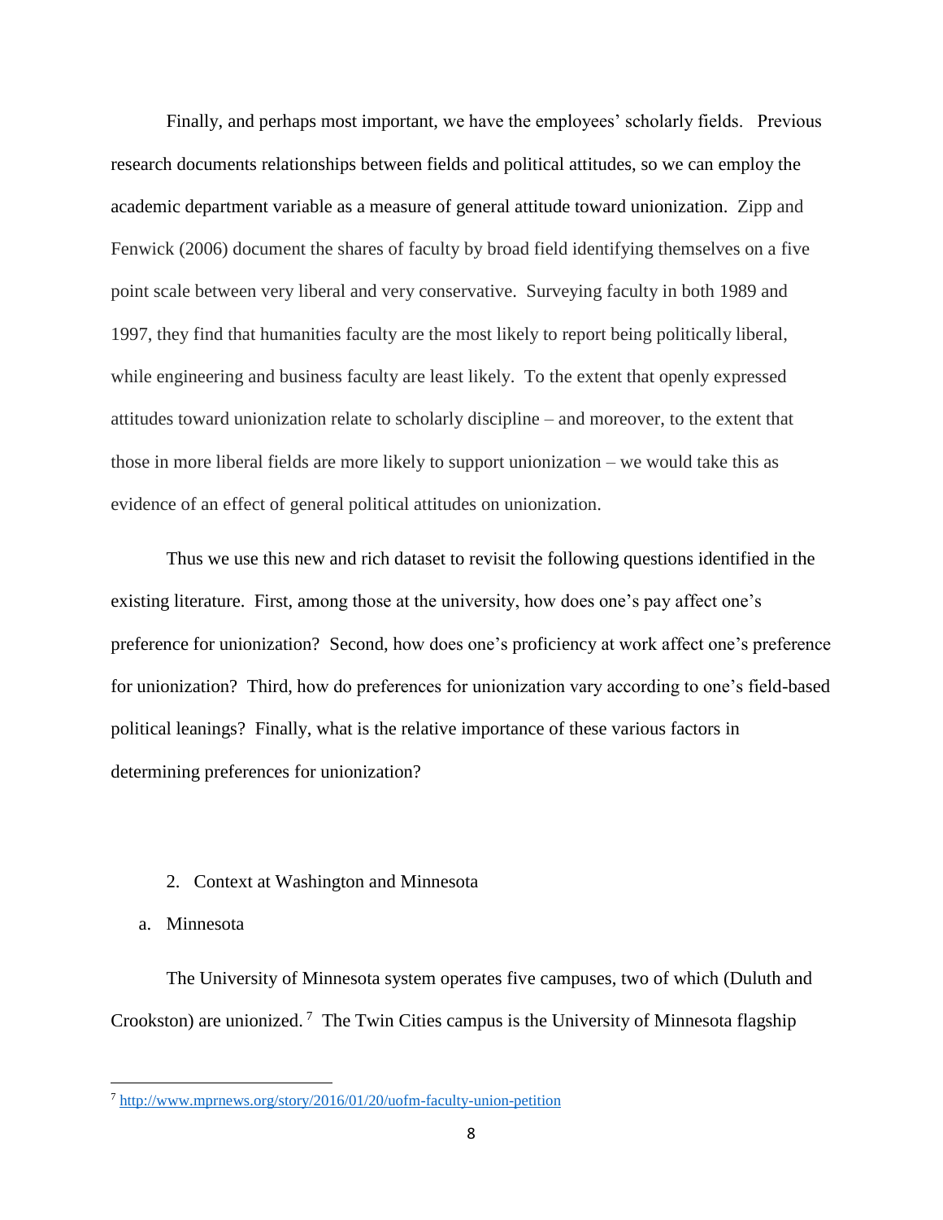Finally, and perhaps most important, we have the employees' scholarly fields. Previous research documents relationships between fields and political attitudes, so we can employ the academic department variable as a measure of general attitude toward unionization. Zipp and Fenwick (2006) document the shares of faculty by broad field identifying themselves on a five point scale between very liberal and very conservative. Surveying faculty in both 1989 and 1997, they find that humanities faculty are the most likely to report being politically liberal, while engineering and business faculty are least likely. To the extent that openly expressed attitudes toward unionization relate to scholarly discipline – and moreover, to the extent that those in more liberal fields are more likely to support unionization – we would take this as evidence of an effect of general political attitudes on unionization.

Thus we use this new and rich dataset to revisit the following questions identified in the existing literature. First, among those at the university, how does one's pay affect one's preference for unionization? Second, how does one's proficiency at work affect one's preference for unionization? Third, how do preferences for unionization vary according to one's field-based political leanings? Finally, what is the relative importance of these various factors in determining preferences for unionization?

## 2. Context at Washington and Minnesota

### a. Minnesota

The University of Minnesota system operates five campuses, two of which (Duluth and Crookston) are unionized.[7] The Twin Cities campus is the University of Minnesota flagship

[7] http://www.mprnews.org/story/2016/01/20/uofm-faculty-union-petition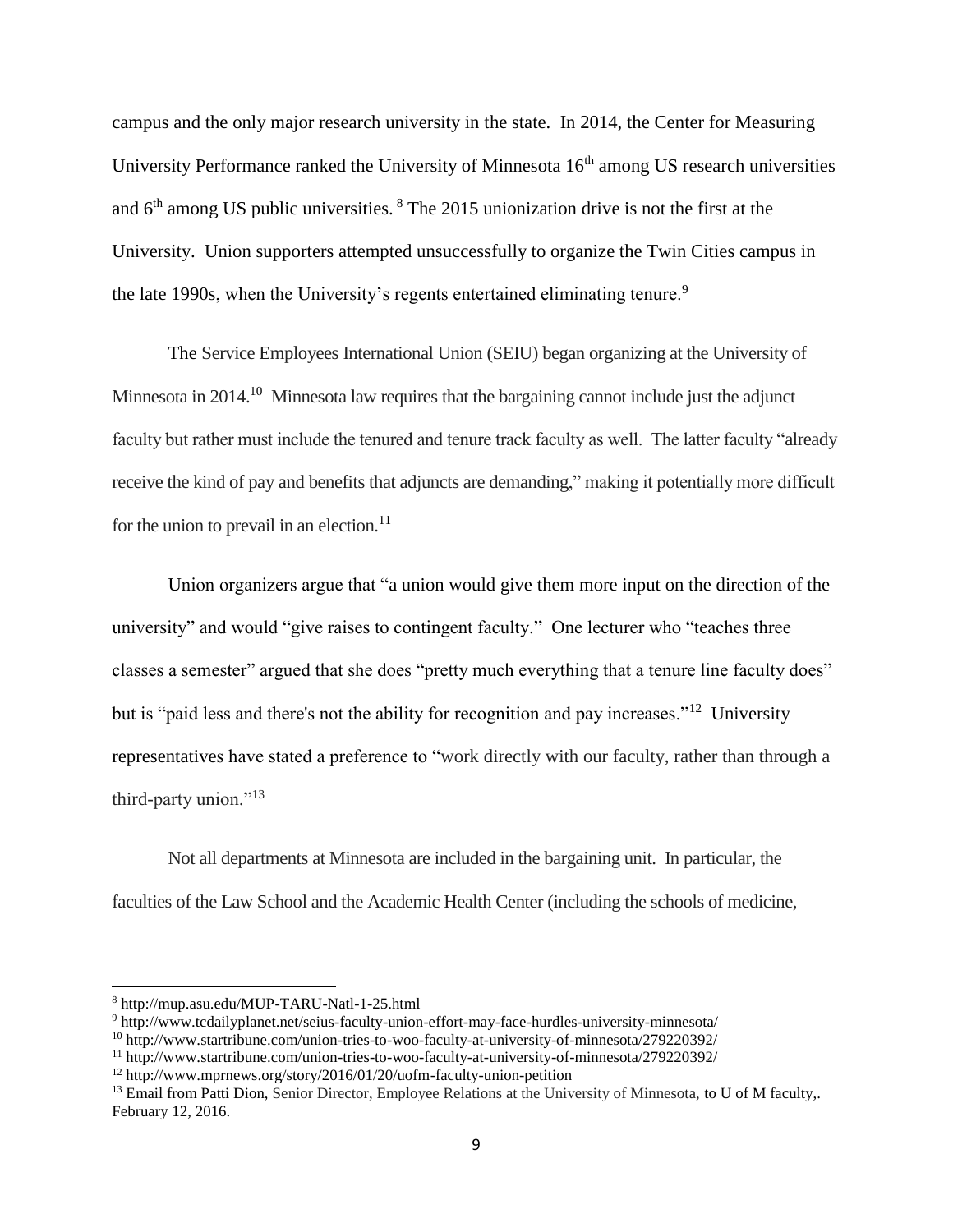campus and the only major research university in the state. In 2014, the Center for Measuring University Performance ranked the University of Minnesota 16th among US research universities and 6th among US public universities. [8] The 2015 unionization drive is not the first at the University. Union supporters attempted unsuccessfully to organize the Twin Cities campus in the late 1990s, when the University's regents entertained eliminating tenure.[9]

The Service Employees International Union (SEIU) began organizing at the University of Minnesota in 2014.[10] Minnesota law requires that the bargaining cannot include just the adjunct faculty but rather must include the tenured and tenure track faculty as well. The latter faculty "already receive the kind of pay and benefits that adjuncts are demanding," making it potentially more difficult for the union to prevail in an election.[11]

Union organizers argue that "a union would give them more input on the direction of the university" and would "give raises to contingent faculty." One lecturer who "teaches three classes a semester" argued that she does "pretty much everything that a tenure line faculty does" but is "paid less and there's not the ability for recognition and pay increases."[12] University representatives have stated a preference to "work directly with our faculty, rather than through a third-party union."[13]

Not all departments at Minnesota are included in the bargaining unit. In particular, the faculties of the Law School and the Academic Health Center (including the schools of medicine,

---

[8] http://mup.asu.edu/MUP-TARU-Natl-1-25.html

[9] http://www.tcdailyplanet.net/seius-faculty-union-effort-may-face-hurdles-university-minnesota/

[10] http://www.startribune.com/union-tries-to-woo-faculty-at-university-of-minnesota/279220392/

[11] http://www.startribune.com/union-tries-to-woo-faculty-at-university-of-minnesota/279220392/

[12] http://www.mprnews.org/story/2016/01/20/uofm-faculty-union-petition

[13] Email from Patti Dion, Senior Director, Employee Relations at the University of Minnesota, to U of M faculty,. February 12, 2016.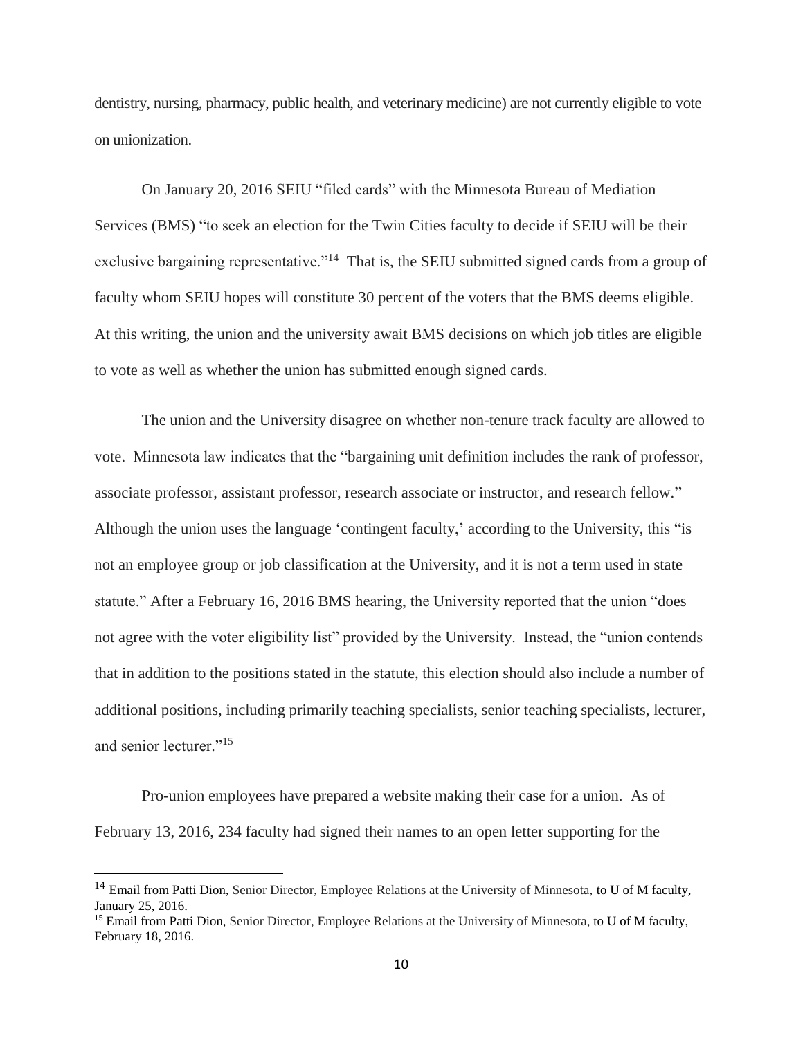dentistry, nursing, pharmacy, public health, and veterinary medicine) are not currently eligible to vote on unionization.

On January 20, 2016 SEIU "filed cards" with the Minnesota Bureau of Mediation Services (BMS) "to seek an election for the Twin Cities faculty to decide if SEIU will be their exclusive bargaining representative."[14] That is, the SEIU submitted signed cards from a group of faculty whom SEIU hopes will constitute 30 percent of the voters that the BMS deems eligible. At this writing, the union and the university await BMS decisions on which job titles are eligible to vote as well as whether the union has submitted enough signed cards.

The union and the University disagree on whether non-tenure track faculty are allowed to vote. Minnesota law indicates that the "bargaining unit definition includes the rank of professor, associate professor, assistant professor, research associate or instructor, and research fellow." Although the union uses the language 'contingent faculty,' according to the University, this "is not an employee group or job classification at the University, and it is not a term used in state statute." After a February 16, 2016 BMS hearing, the University reported that the union "does not agree with the voter eligibility list" provided by the University. Instead, the "union contends that in addition to the positions stated in the statute, this election should also include a number of additional positions, including primarily teaching specialists, senior teaching specialists, lecturer, and senior lecturer."[15]

Pro-union employees have prepared a website making their case for a union. As of February 13, 2016, 234 faculty had signed their names to an open letter supporting for the

---

[14] Email from Patti Dion, Senior Director, Employee Relations at the University of Minnesota, to U of M faculty, January 25, 2016.

[15] Email from Patti Dion, Senior Director, Employee Relations at the University of Minnesota, to U of M faculty, February 18, 2016.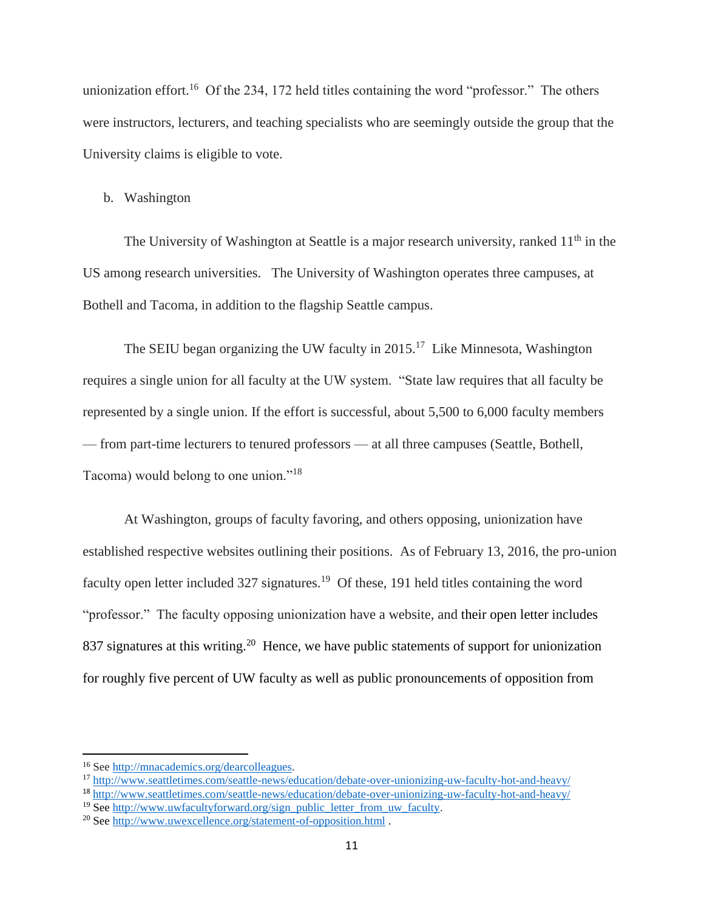unionization effort.[16] Of the 234, 172 held titles containing the word "professor." The others were instructors, lecturers, and teaching specialists who are seemingly outside the group that the University claims is eligible to vote.

b. Washington

The University of Washington at Seattle is a major research university, ranked 11th in the US among research universities. The University of Washington operates three campuses, at Bothell and Tacoma, in addition to the flagship Seattle campus.

The SEIU began organizing the UW faculty in 2015.[17] Like Minnesota, Washington requires a single union for all faculty at the UW system. "State law requires that all faculty be represented by a single union. If the effort is successful, about 5,500 to 6,000 faculty members — from part-time lecturers to tenured professors — at all three campuses (Seattle, Bothell, Tacoma) would belong to one union."[18]

At Washington, groups of faculty favoring, and others opposing, unionization have established respective websites outlining their positions. As of February 13, 2016, the pro-union faculty open letter included 327 signatures.[19] Of these, 191 held titles containing the word "professor." The faculty opposing unionization have a website, and their open letter includes 837 signatures at this writing.[20] Hence, we have public statements of support for unionization for roughly five percent of UW faculty as well as public pronouncements of opposition from

---

[16] See http://mnacademics.org/dearcolleagues.

[17] http://www.seattletimes.com/seattle-news/education/debate-over-unionizing-uw-faculty-hot-and-heavy/

[18] http://www.seattletimes.com/seattle-news/education/debate-over-unionizing-uw-faculty-hot-and-heavy/

[19] See http://www.uwfacultyforward.org/sign_public_letter_from_uw_faculty.

[20] See http://www.uwexcellence.org/statement-of-opposition.html .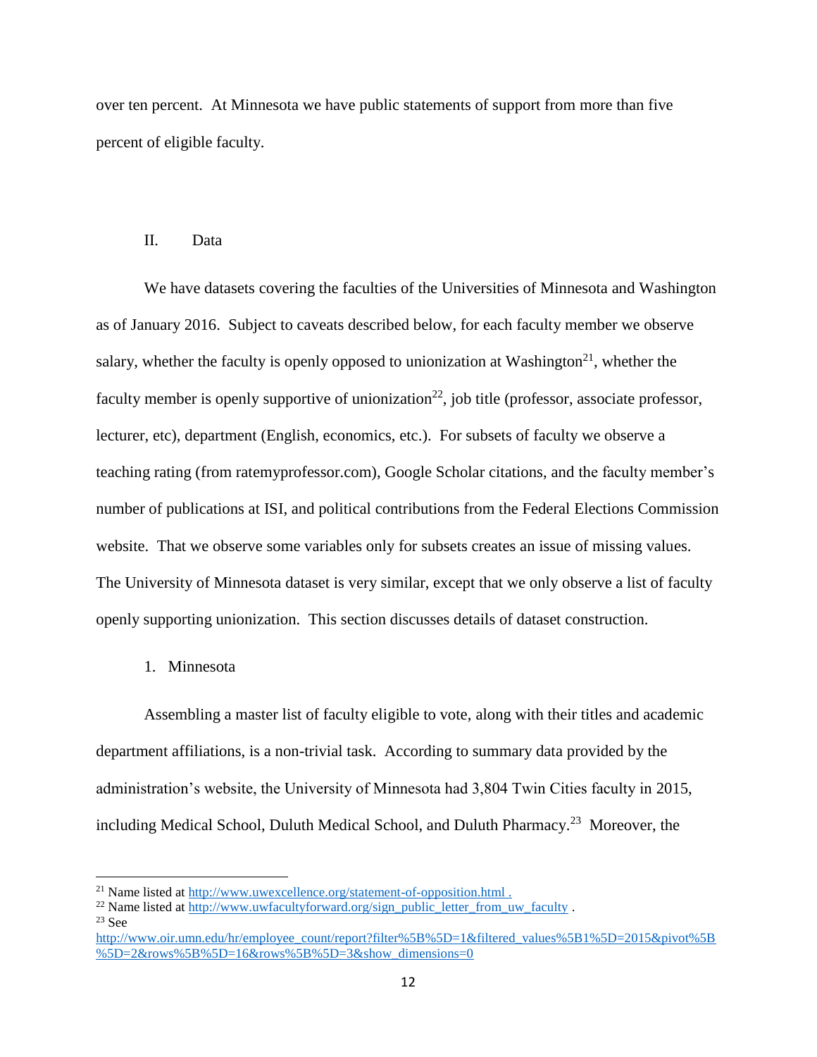over ten percent. At Minnesota we have public statements of support from more than five percent of eligible faculty.

## II. Data

We have datasets covering the faculties of the Universities of Minnesota and Washington as of January 2016. Subject to caveats described below, for each faculty member we observe salary, whether the faculty is openly opposed to unionization at Washington[21], whether the faculty member is openly supportive of unionization[22], job title (professor, associate professor, lecturer, etc), department (English, economics, etc.). For subsets of faculty we observe a teaching rating (from ratemyprofessor.com), Google Scholar citations, and the faculty member's number of publications at ISI, and political contributions from the Federal Elections Commission website. That we observe some variables only for subsets creates an issue of missing values. The University of Minnesota dataset is very similar, except that we only observe a list of faculty openly supporting unionization. This section discusses details of dataset construction.

### 1. Minnesota

Assembling a master list of faculty eligible to vote, along with their titles and academic department affiliations, is a non-trivial task. According to summary data provided by the administration's website, the University of Minnesota had 3,804 Twin Cities faculty in 2015, including Medical School, Duluth Medical School, and Duluth Pharmacy.[23] Moreover, the

---

[21] Name listed at http://www.uwexcellence.org/statement-of-opposition.html .

[22] Name listed at http://www.uwfacultyforward.org/sign_public_letter_from_uw_faculty .

[23] See http://www.oir.umn.edu/hr/employee_count/report?filter%5B%5D=1&filtered_values%5B1%5D=2015&pivot%5B%5D=2&rows%5B%5D=16&rows%5B%5D=3&show_dimensions=0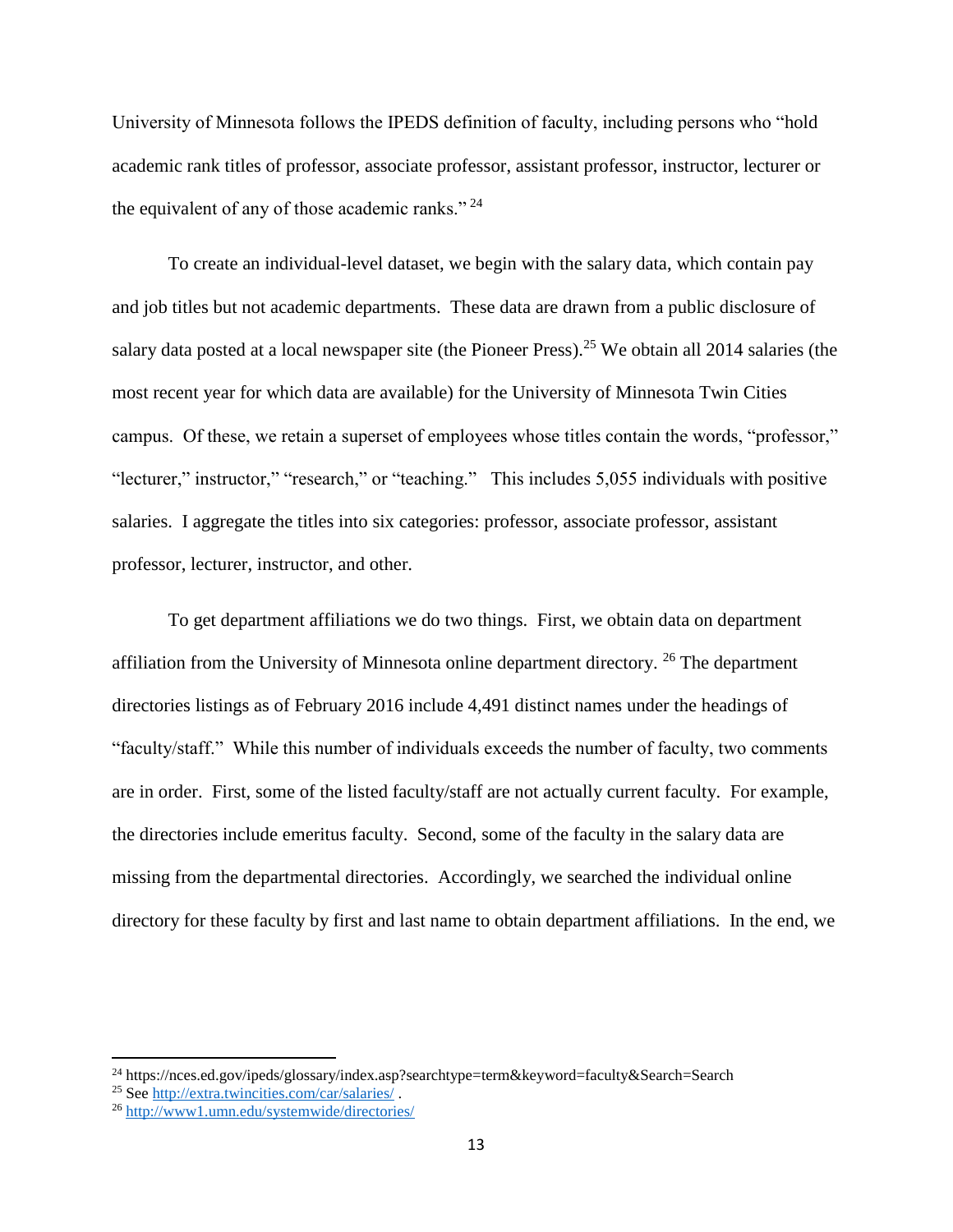University of Minnesota follows the IPEDS definition of faculty, including persons who "hold academic rank titles of professor, associate professor, assistant professor, instructor, lecturer or the equivalent of any of those academic ranks." [24]

To create an individual-level dataset, we begin with the salary data, which contain pay and job titles but not academic departments. These data are drawn from a public disclosure of salary data posted at a local newspaper site (the Pioneer Press).[25] We obtain all 2014 salaries (the most recent year for which data are available) for the University of Minnesota Twin Cities campus. Of these, we retain a superset of employees whose titles contain the words, "professor," "lecturer," instructor," "research," or "teaching." This includes 5,055 individuals with positive salaries. I aggregate the titles into six categories: professor, associate professor, assistant professor, lecturer, instructor, and other.

To get department affiliations we do two things. First, we obtain data on department affiliation from the University of Minnesota online department directory. [26] The department directories listings as of February 2016 include 4,491 distinct names under the headings of "faculty/staff." While this number of individuals exceeds the number of faculty, two comments are in order. First, some of the listed faculty/staff are not actually current faculty. For example, the directories include emeritus faculty. Second, some of the faculty in the salary data are missing from the departmental directories. Accordingly, we searched the individual online directory for these faculty by first and last name to obtain department affiliations. In the end, we

---

[24] https://nces.ed.gov/ipeds/glossary/index.asp?searchtype=term&keyword=faculty&Search=Search

[25] See http://extra.twincities.com/car/salaries/ .

[26] http://www1.umn.edu/systemwide/directories/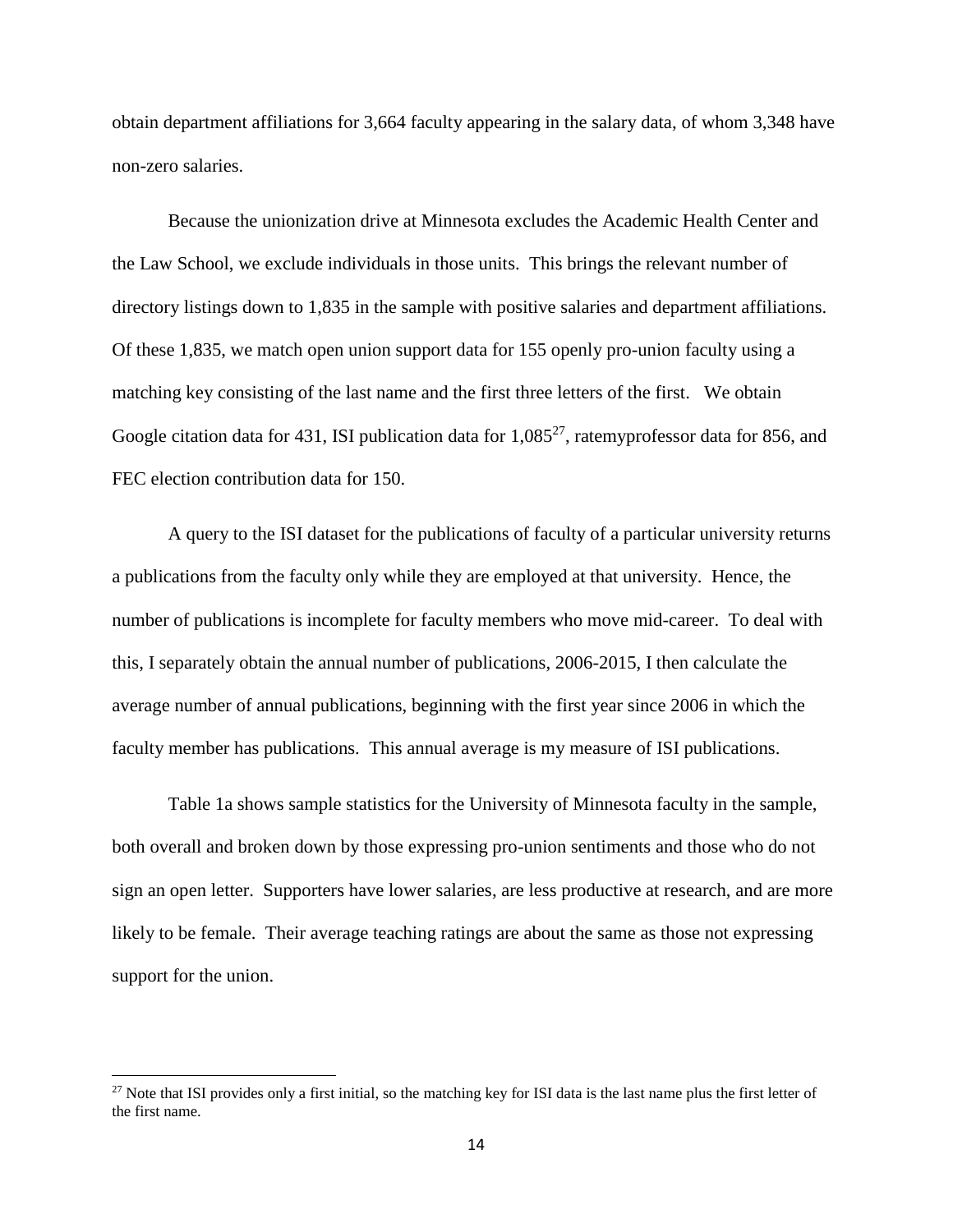obtain department affiliations for 3,664 faculty appearing in the salary data, of whom 3,348 have non-zero salaries.

Because the unionization drive at Minnesota excludes the Academic Health Center and the Law School, we exclude individuals in those units. This brings the relevant number of directory listings down to 1,835 in the sample with positive salaries and department affiliations. Of these 1,835, we match open union support data for 155 openly pro-union faculty using a matching key consisting of the last name and the first three letters of the first. We obtain Google citation data for 431, ISI publication data for 1,085[27], ratemyprofessor data for 856, and FEC election contribution data for 150.

A query to the ISI dataset for the publications of faculty of a particular university returns a publications from the faculty only while they are employed at that university. Hence, the number of publications is incomplete for faculty members who move mid-career. To deal with this, I separately obtain the annual number of publications, 2006-2015, I then calculate the average number of annual publications, beginning with the first year since 2006 in which the faculty member has publications. This annual average is my measure of ISI publications.

Table 1a shows sample statistics for the University of Minnesota faculty in the sample, both overall and broken down by those expressing pro-union sentiments and those who do not sign an open letter. Supporters have lower salaries, are less productive at research, and are more likely to be female. Their average teaching ratings are about the same as those not expressing support for the union.

[27] Note that ISI provides only a first initial, so the matching key for ISI data is the last name plus the first letter of the first name.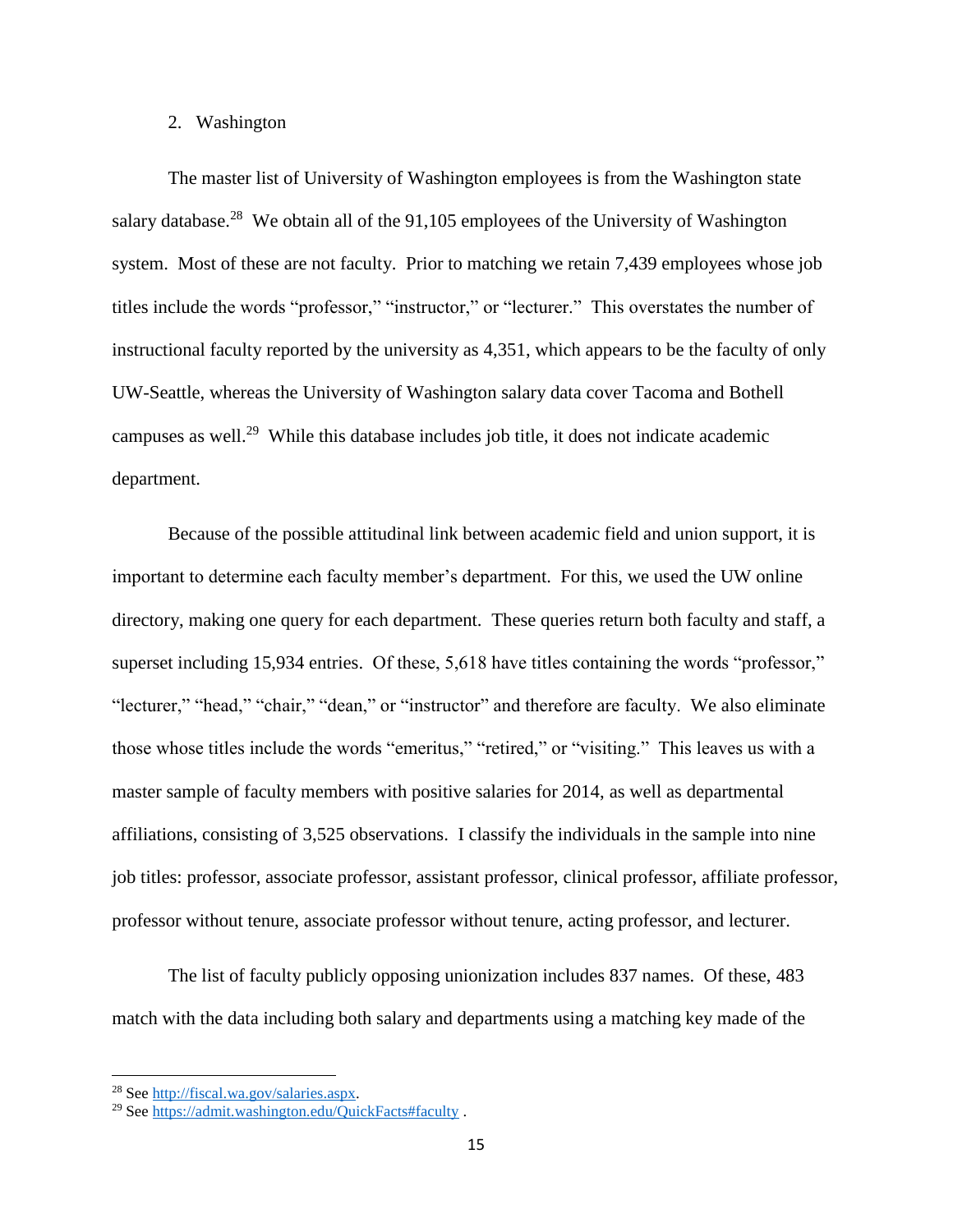2. Washington

The master list of University of Washington employees is from the Washington state salary database.[28] We obtain all of the 91,105 employees of the University of Washington system. Most of these are not faculty. Prior to matching we retain 7,439 employees whose job titles include the words "professor," "instructor," or "lecturer." This overstates the number of instructional faculty reported by the university as 4,351, which appears to be the faculty of only UW-Seattle, whereas the University of Washington salary data cover Tacoma and Bothell campuses as well.[29] While this database includes job title, it does not indicate academic department.

Because of the possible attitudinal link between academic field and union support, it is important to determine each faculty member's department. For this, we used the UW online directory, making one query for each department. These queries return both faculty and staff, a superset including 15,934 entries. Of these, 5,618 have titles containing the words "professor," "lecturer," "head," "chair," "dean," or "instructor" and therefore are faculty. We also eliminate those whose titles include the words "emeritus," "retired," or "visiting." This leaves us with a master sample of faculty members with positive salaries for 2014, as well as departmental affiliations, consisting of 3,525 observations. I classify the individuals in the sample into nine job titles: professor, associate professor, assistant professor, clinical professor, affiliate professor, professor without tenure, associate professor without tenure, acting professor, and lecturer.

The list of faculty publicly opposing unionization includes 837 names. Of these, 483 match with the data including both salary and departments using a matching key made of the

[28] See http://fiscal.wa.gov/salaries.aspx.

[29] See https://admit.washington.edu/QuickFacts#faculty .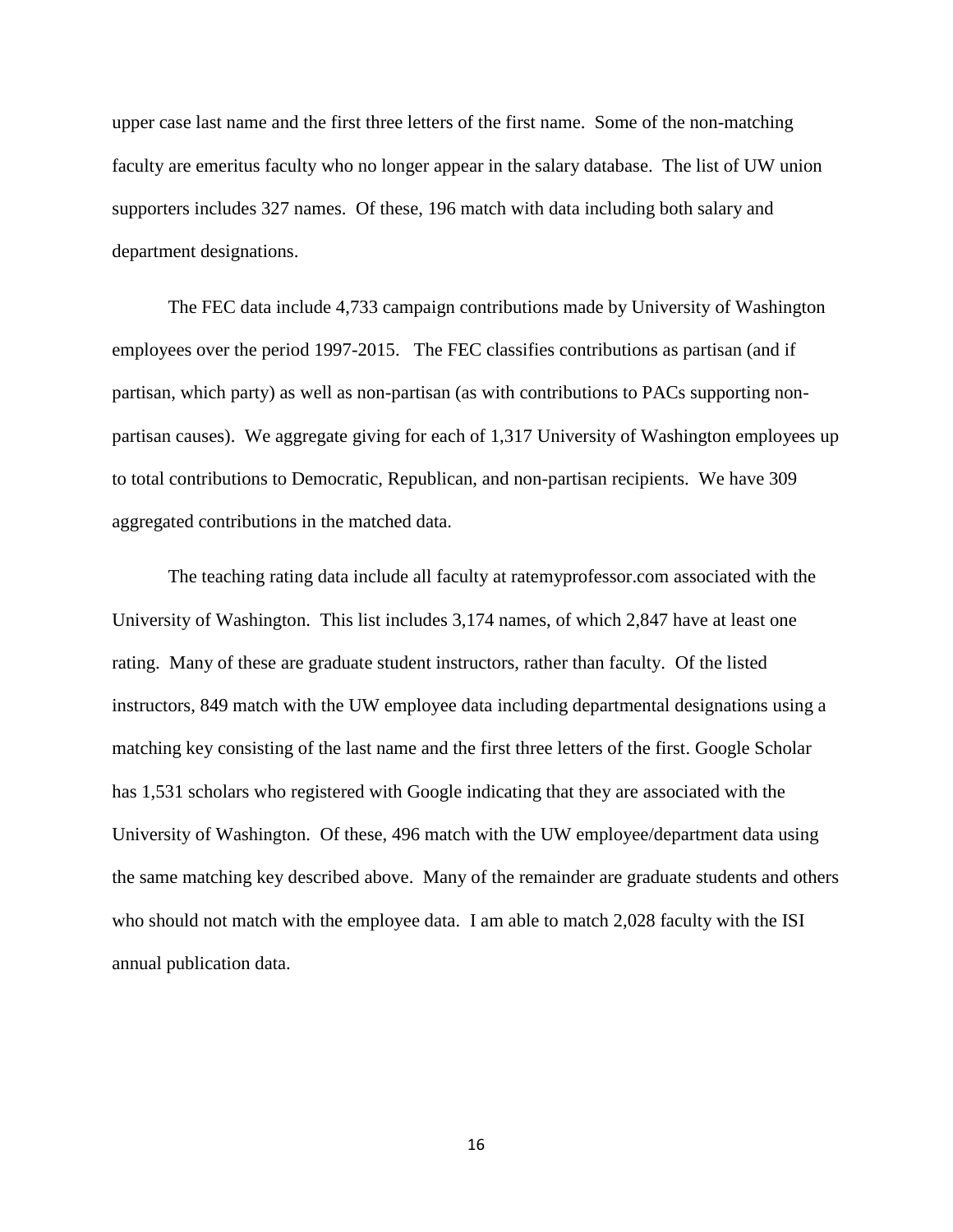upper case last name and the first three letters of the first name. Some of the non-matching faculty are emeritus faculty who no longer appear in the salary database. The list of UW union supporters includes 327 names. Of these, 196 match with data including both salary and department designations.

The FEC data include 4,733 campaign contributions made by University of Washington employees over the period 1997-2015. The FEC classifies contributions as partisan (and if partisan, which party) as well as non-partisan (as with contributions to PACs supporting non-partisan causes). We aggregate giving for each of 1,317 University of Washington employees up to total contributions to Democratic, Republican, and non-partisan recipients. We have 309 aggregated contributions in the matched data.

The teaching rating data include all faculty at ratemyprofessor.com associated with the University of Washington. This list includes 3,174 names, of which 2,847 have at least one rating. Many of these are graduate student instructors, rather than faculty. Of the listed instructors, 849 match with the UW employee data including departmental designations using a matching key consisting of the last name and the first three letters of the first. Google Scholar has 1,531 scholars who registered with Google indicating that they are associated with the University of Washington. Of these, 496 match with the UW employee/department data using the same matching key described above. Many of the remainder are graduate students and others who should not match with the employee data. I am able to match 2,028 faculty with the ISI annual publication data.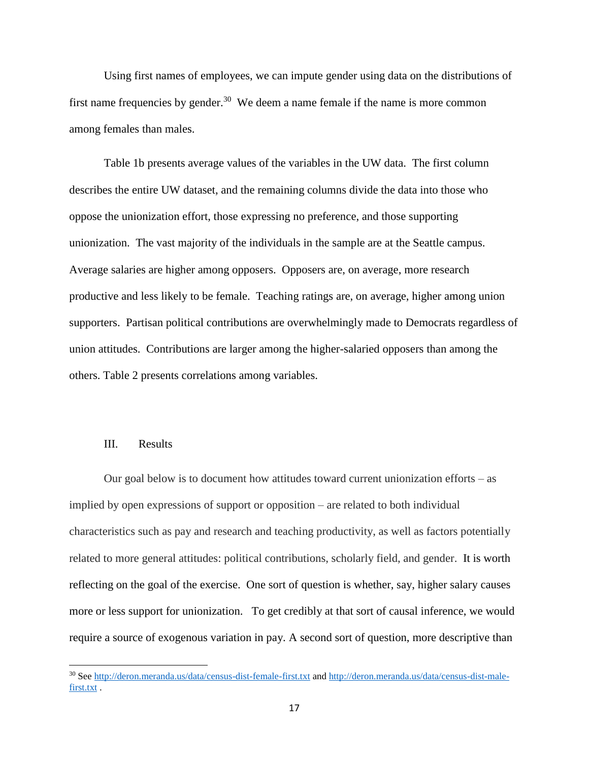Using first names of employees, we can impute gender using data on the distributions of first name frequencies by gender.[30] We deem a name female if the name is more common among females than males.

Table 1b presents average values of the variables in the UW data. The first column describes the entire UW dataset, and the remaining columns divide the data into those who oppose the unionization effort, those expressing no preference, and those supporting unionization. The vast majority of the individuals in the sample are at the Seattle campus. Average salaries are higher among opposers. Opposers are, on average, more research productive and less likely to be female. Teaching ratings are, on average, higher among union supporters. Partisan political contributions are overwhelmingly made to Democrats regardless of union attitudes. Contributions are larger among the higher-salaried opposers than among the others. Table 2 presents correlations among variables.

## III. Results

Our goal below is to document how attitudes toward current unionization efforts – as implied by open expressions of support or opposition – are related to both individual characteristics such as pay and research and teaching productivity, as well as factors potentially related to more general attitudes: political contributions, scholarly field, and gender. It is worth reflecting on the goal of the exercise. One sort of question is whether, say, higher salary causes more or less support for unionization. To get credibly at that sort of causal inference, we would require a source of exogenous variation in pay. A second sort of question, more descriptive than

[30] See http://deron.meranda.us/data/census-dist-female-first.txt and http://deron.meranda.us/data/census-dist-male-first.txt .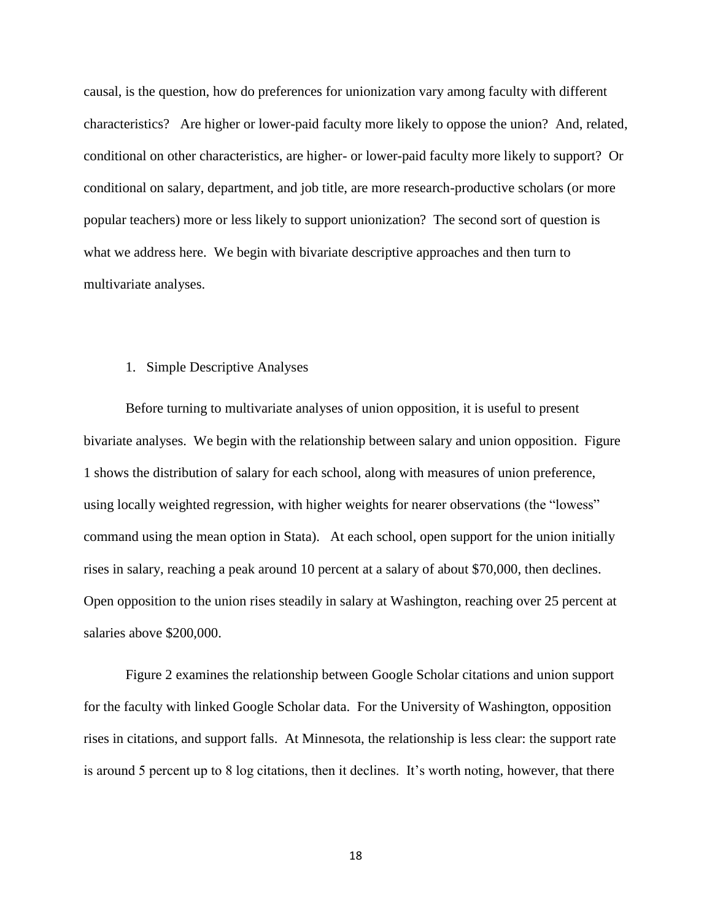causal, is the question, how do preferences for unionization vary among faculty with different characteristics? Are higher or lower-paid faculty more likely to oppose the union? And, related, conditional on other characteristics, are higher- or lower-paid faculty more likely to support? Or conditional on salary, department, and job title, are more research-productive scholars (or more popular teachers) more or less likely to support unionization? The second sort of question is what we address here. We begin with bivariate descriptive approaches and then turn to multivariate analyses.

1. Simple Descriptive Analyses

Before turning to multivariate analyses of union opposition, it is useful to present bivariate analyses. We begin with the relationship between salary and union opposition. Figure 1 shows the distribution of salary for each school, along with measures of union preference, using locally weighted regression, with higher weights for nearer observations (the "lowess" command using the mean option in Stata). At each school, open support for the union initially rises in salary, reaching a peak around 10 percent at a salary of about $70,000, then declines. Open opposition to the union rises steadily in salary at Washington, reaching over 25 percent at salaries above $200,000.

Figure 2 examines the relationship between Google Scholar citations and union support for the faculty with linked Google Scholar data. For the University of Washington, opposition rises in citations, and support falls. At Minnesota, the relationship is less clear: the support rate is around 5 percent up to 8 log citations, then it declines. It's worth noting, however, that there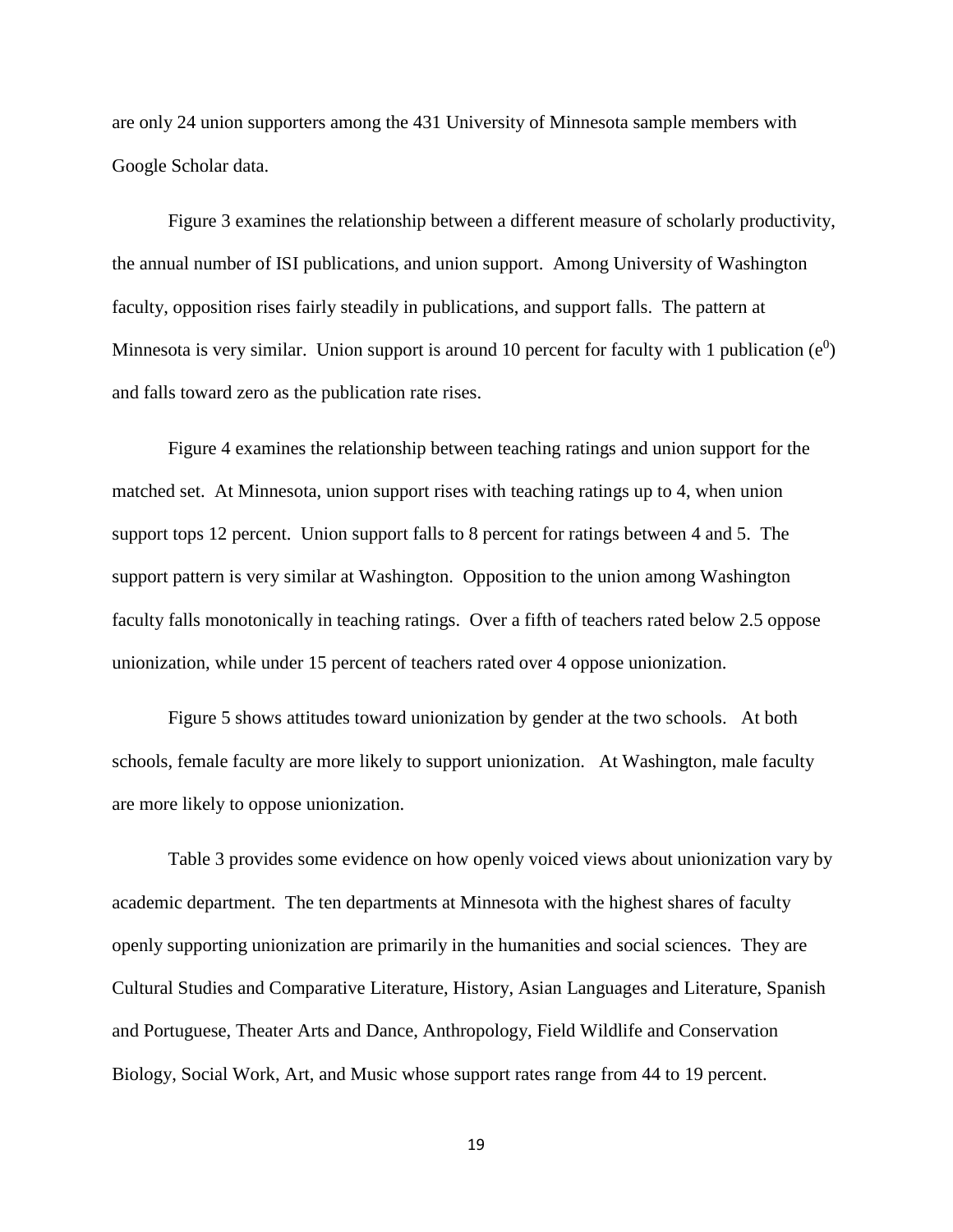are only 24 union supporters among the 431 University of Minnesota sample members with Google Scholar data.

Figure 3 examines the relationship between a different measure of scholarly productivity, the annual number of ISI publications, and union support. Among University of Washington faculty, opposition rises fairly steadily in publications, and support falls. The pattern at Minnesota is very similar. Union support is around 10 percent for faculty with 1 publication ($e^0$) and falls toward zero as the publication rate rises.

Figure 4 examines the relationship between teaching ratings and union support for the matched set. At Minnesota, union support rises with teaching ratings up to 4, when union support tops 12 percent. Union support falls to 8 percent for ratings between 4 and 5. The support pattern is very similar at Washington. Opposition to the union among Washington faculty falls monotonically in teaching ratings. Over a fifth of teachers rated below 2.5 oppose unionization, while under 15 percent of teachers rated over 4 oppose unionization.

Figure 5 shows attitudes toward unionization by gender at the two schools. At both schools, female faculty are more likely to support unionization. At Washington, male faculty are more likely to oppose unionization.

Table 3 provides some evidence on how openly voiced views about unionization vary by academic department. The ten departments at Minnesota with the highest shares of faculty openly supporting unionization are primarily in the humanities and social sciences. They are Cultural Studies and Comparative Literature, History, Asian Languages and Literature, Spanish and Portuguese, Theater Arts and Dance, Anthropology, Field Wildlife and Conservation Biology, Social Work, Art, and Music whose support rates range from 44 to 19 percent.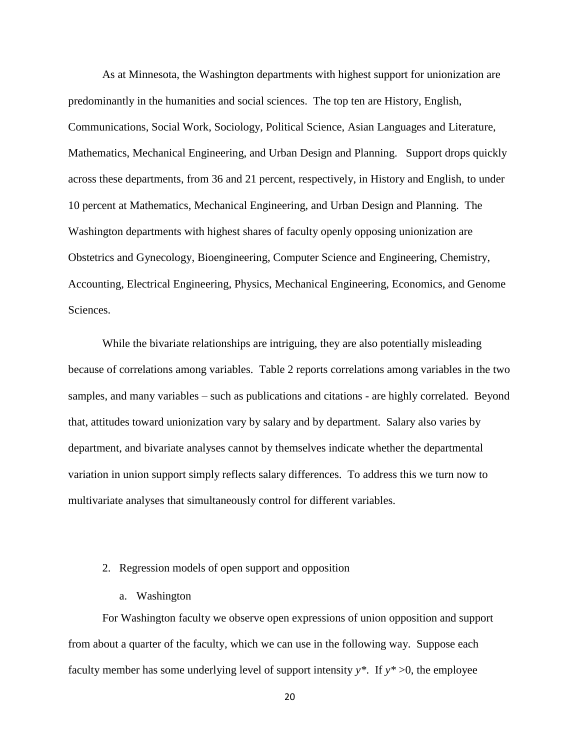As at Minnesota, the Washington departments with highest support for unionization are predominantly in the humanities and social sciences. The top ten are History, English, Communications, Social Work, Sociology, Political Science, Asian Languages and Literature, Mathematics, Mechanical Engineering, and Urban Design and Planning. Support drops quickly across these departments, from 36 and 21 percent, respectively, in History and English, to under 10 percent at Mathematics, Mechanical Engineering, and Urban Design and Planning. The Washington departments with highest shares of faculty openly opposing unionization are Obstetrics and Gynecology, Bioengineering, Computer Science and Engineering, Chemistry, Accounting, Electrical Engineering, Physics, Mechanical Engineering, Economics, and Genome Sciences.

While the bivariate relationships are intriguing, they are also potentially misleading because of correlations among variables. Table 2 reports correlations among variables in the two samples, and many variables – such as publications and citations - are highly correlated. Beyond that, attitudes toward unionization vary by salary and by department. Salary also varies by department, and bivariate analyses cannot by themselves indicate whether the departmental variation in union support simply reflects salary differences. To address this we turn now to multivariate analyses that simultaneously control for different variables.

2. Regression models of open support and opposition

   a. Washington

For Washington faculty we observe open expressions of union opposition and support from about a quarter of the faculty, which we can use in the following way. Suppose each faculty member has some underlying level of support intensity $y^*$. If $y^* > 0$, the employee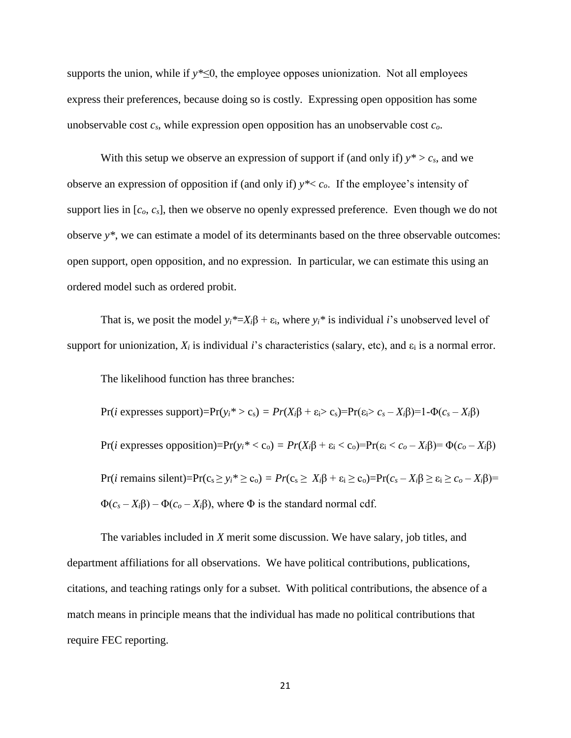supports the union, while if $y^* \leq 0$, the employee opposes unionization. Not all employees express their preferences, because doing so is costly. Expressing open opposition has some unobservable cost $c_s$, while expression open opposition has an unobservable cost $c_o$.

With this setup we observe an expression of support if (and only if) $y^* > c_s$, and we observe an expression of opposition if (and only if) $y^* < c_o$. If the employee's intensity of support lies in $[c_o, c_s]$, then we observe no openly expressed preference. Even though we do not observe $y^*$, we can estimate a model of its determinants based on the three observable outcomes: open support, open opposition, and no expression. In particular, we can estimate this using an ordered model such as ordered probit.

That is, we posit the model $y_i^* = X_i\beta + \varepsilon_i$, where $y_i^*$ is individual $i$'s unobserved level of support for unionization, $X_i$ is individual $i$'s characteristics (salary, etc), and $\varepsilon_i$ is a normal error.

The likelihood function has three branches:

$$\Pr(i \text{ expresses support}) = \Pr(y_i^* > c_s) = Pr(X_i\beta + \varepsilon_i > c_s) = \Pr(\varepsilon_i > c_s - X_i\beta) = 1 - \Phi(c_s - X_i\beta)$$

$$\Pr(i \text{ expresses opposition}) = \Pr(y_i^* < c_o) = Pr(X_i\beta + \varepsilon_i < c_o) = \Pr(\varepsilon_i < c_o - X_i\beta) = \Phi(c_o - X_i\beta)$$

$$\Pr(i \text{ remains silent}) = \Pr(c_s \geq y_i^* \geq c_o) = Pr(c_s \geq X_i\beta + \varepsilon_i \geq c_o) = \Pr(c_s - X_i\beta \geq \varepsilon_i \geq c_o - X_i\beta) = \Phi(c_s - X_i\beta) - \Phi(c_o - X_i\beta),$$

where $\Phi$ is the standard normal cdf.

The variables included in $X$ merit some discussion. We have salary, job titles, and department affiliations for all observations. We have political contributions, publications, citations, and teaching ratings only for a subset. With political contributions, the absence of a match means in principle means that the individual has made no political contributions that require FEC reporting.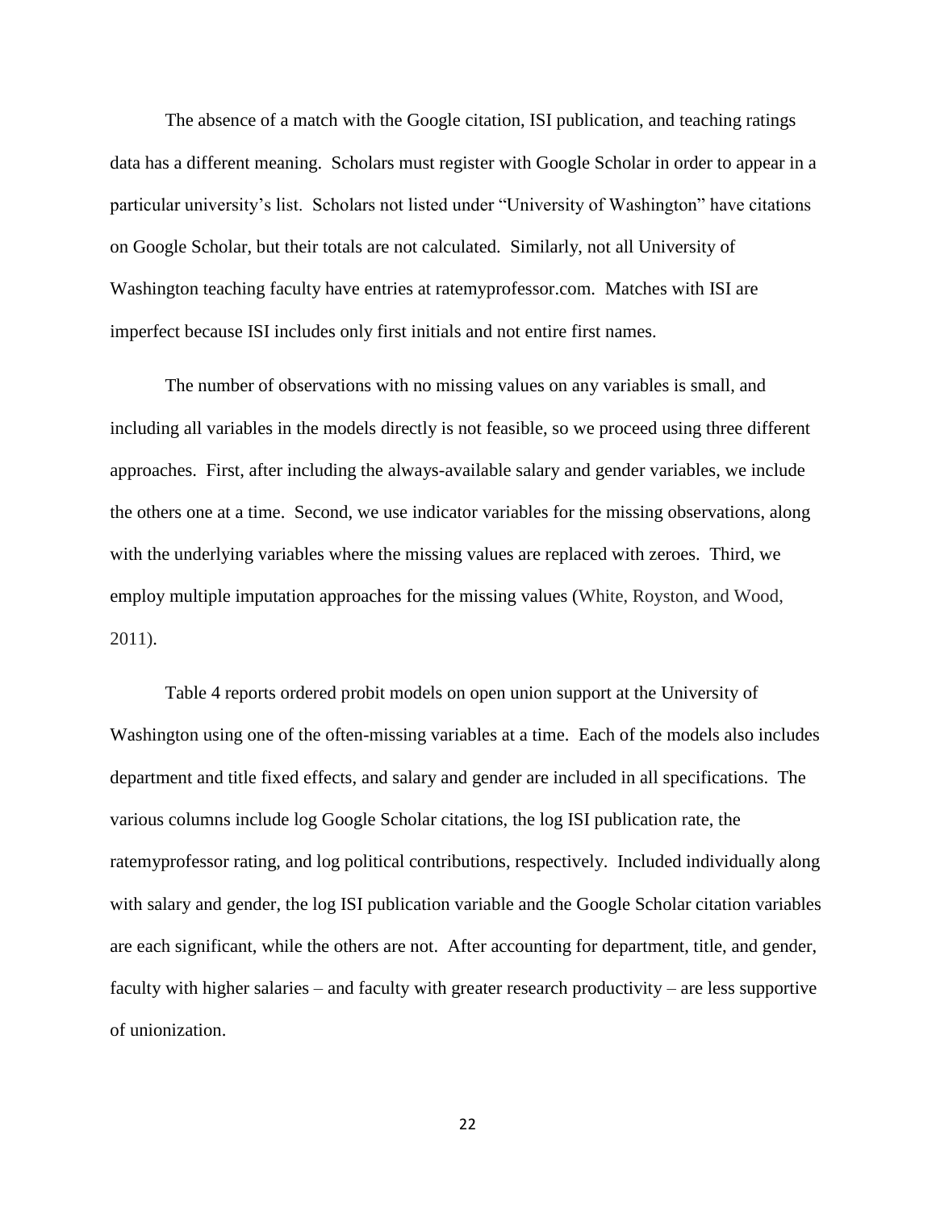The absence of a match with the Google citation, ISI publication, and teaching ratings data has a different meaning. Scholars must register with Google Scholar in order to appear in a particular university's list. Scholars not listed under "University of Washington" have citations on Google Scholar, but their totals are not calculated. Similarly, not all University of Washington teaching faculty have entries at ratemyprofessor.com. Matches with ISI are imperfect because ISI includes only first initials and not entire first names.

The number of observations with no missing values on any variables is small, and including all variables in the models directly is not feasible, so we proceed using three different approaches. First, after including the always-available salary and gender variables, we include the others one at a time. Second, we use indicator variables for the missing observations, along with the underlying variables where the missing values are replaced with zeroes. Third, we employ multiple imputation approaches for the missing values (White, Royston, and Wood, 2011).

Table 4 reports ordered probit models on open union support at the University of Washington using one of the often-missing variables at a time. Each of the models also includes department and title fixed effects, and salary and gender are included in all specifications. The various columns include log Google Scholar citations, the log ISI publication rate, the ratemyprofessor rating, and log political contributions, respectively. Included individually along with salary and gender, the log ISI publication variable and the Google Scholar citation variables are each significant, while the others are not. After accounting for department, title, and gender, faculty with higher salaries – and faculty with greater research productivity – are less supportive of unionization.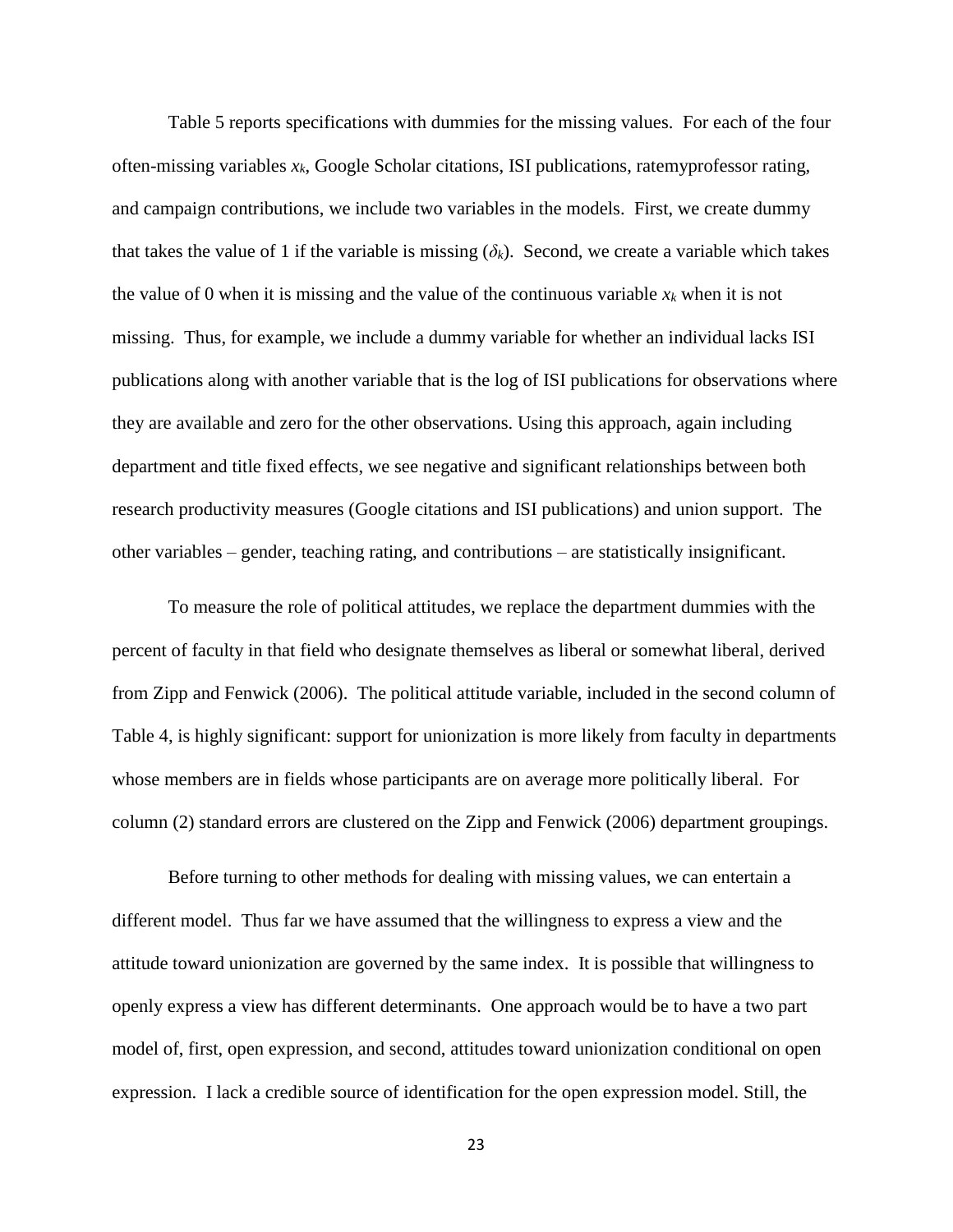Table 5 reports specifications with dummies for the missing values. For each of the four often-missing variables $x_k$, Google Scholar citations, ISI publications, ratemyprofessor rating, and campaign contributions, we include two variables in the models. First, we create dummy that takes the value of 1 if the variable is missing ($\delta_k$). Second, we create a variable which takes the value of 0 when it is missing and the value of the continuous variable $x_k$ when it is not missing. Thus, for example, we include a dummy variable for whether an individual lacks ISI publications along with another variable that is the log of ISI publications for observations where they are available and zero for the other observations. Using this approach, again including department and title fixed effects, we see negative and significant relationships between both research productivity measures (Google citations and ISI publications) and union support. The other variables – gender, teaching rating, and contributions – are statistically insignificant.

To measure the role of political attitudes, we replace the department dummies with the percent of faculty in that field who designate themselves as liberal or somewhat liberal, derived from Zipp and Fenwick (2006). The political attitude variable, included in the second column of Table 4, is highly significant: support for unionization is more likely from faculty in departments whose members are in fields whose participants are on average more politically liberal. For column (2) standard errors are clustered on the Zipp and Fenwick (2006) department groupings.

Before turning to other methods for dealing with missing values, we can entertain a different model. Thus far we have assumed that the willingness to express a view and the attitude toward unionization are governed by the same index. It is possible that willingness to openly express a view has different determinants. One approach would be to have a two part model of, first, open expression, and second, attitudes toward unionization conditional on open expression. I lack a credible source of identification for the open expression model. Still, the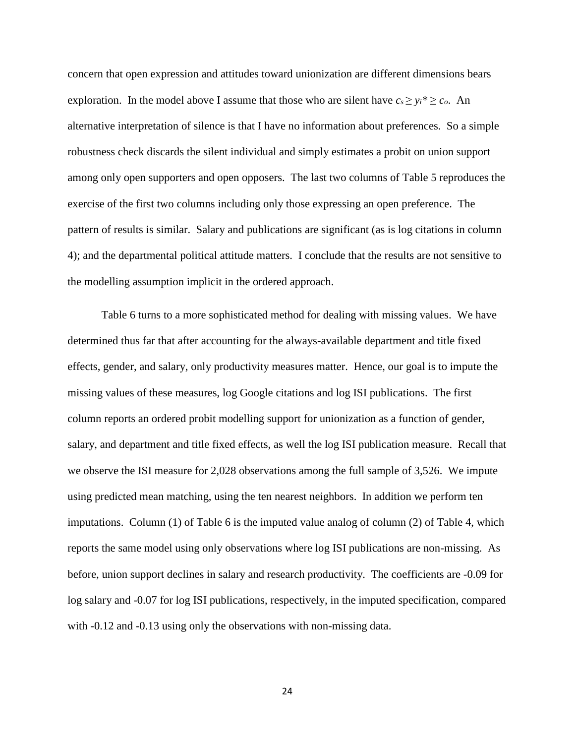concern that open expression and attitudes toward unionization are different dimensions bears exploration. In the model above I assume that those who are silent have $c_s \geq y_i^* \geq c_o$. An alternative interpretation of silence is that I have no information about preferences. So a simple robustness check discards the silent individual and simply estimates a probit on union support among only open supporters and open opposers. The last two columns of Table 5 reproduces the exercise of the first two columns including only those expressing an open preference. The pattern of results is similar. Salary and publications are significant (as is log citations in column 4); and the departmental political attitude matters. I conclude that the results are not sensitive to the modelling assumption implicit in the ordered approach.

Table 6 turns to a more sophisticated method for dealing with missing values. We have determined thus far that after accounting for the always-available department and title fixed effects, gender, and salary, only productivity measures matter. Hence, our goal is to impute the missing values of these measures, log Google citations and log ISI publications. The first column reports an ordered probit modelling support for unionization as a function of gender, salary, and department and title fixed effects, as well the log ISI publication measure. Recall that we observe the ISI measure for 2,028 observations among the full sample of 3,526. We impute using predicted mean matching, using the ten nearest neighbors. In addition we perform ten imputations. Column (1) of Table 6 is the imputed value analog of column (2) of Table 4, which reports the same model using only observations where log ISI publications are non-missing. As before, union support declines in salary and research productivity. The coefficients are -0.09 for log salary and -0.07 for log ISI publications, respectively, in the imputed specification, compared with -0.12 and -0.13 using only the observations with non-missing data.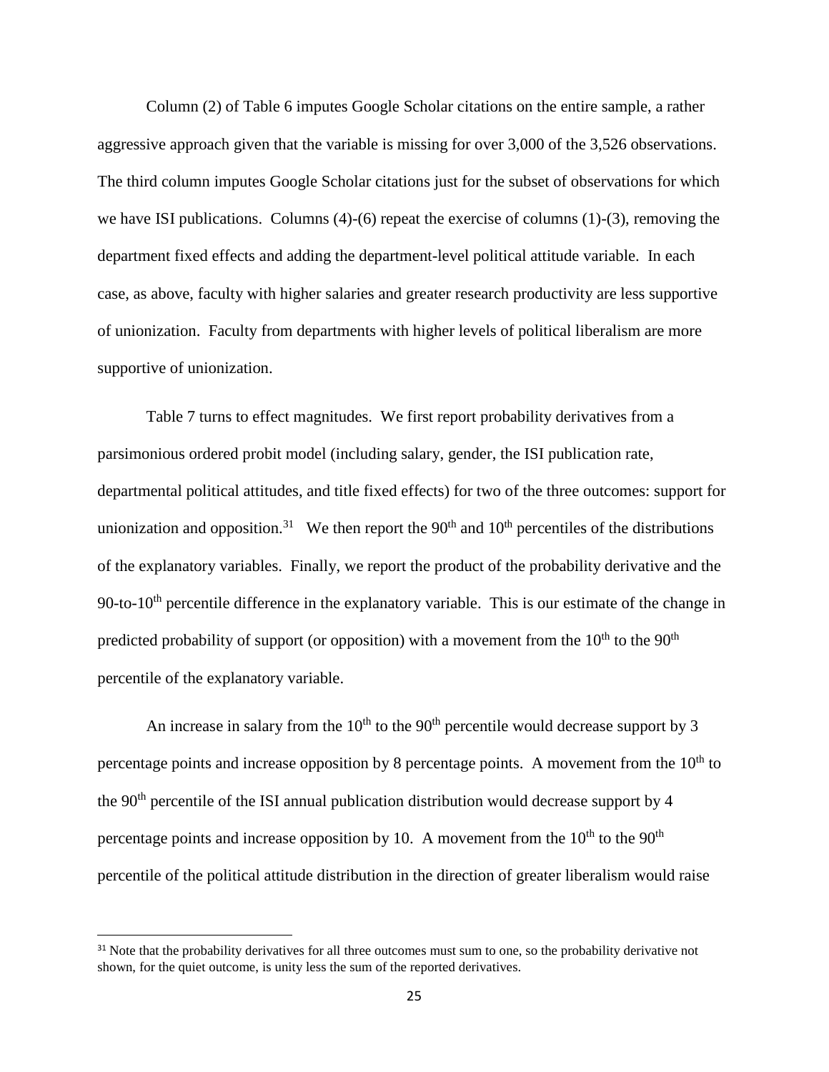Column (2) of Table 6 imputes Google Scholar citations on the entire sample, a rather aggressive approach given that the variable is missing for over 3,000 of the 3,526 observations. The third column imputes Google Scholar citations just for the subset of observations for which we have ISI publications. Columns (4)-(6) repeat the exercise of columns (1)-(3), removing the department fixed effects and adding the department-level political attitude variable. In each case, as above, faculty with higher salaries and greater research productivity are less supportive of unionization. Faculty from departments with higher levels of political liberalism are more supportive of unionization.

Table 7 turns to effect magnitudes. We first report probability derivatives from a parsimonious ordered probit model (including salary, gender, the ISI publication rate, departmental political attitudes, and title fixed effects) for two of the three outcomes: support for unionization and opposition.[31] We then report the 90th and 10th percentiles of the distributions of the explanatory variables. Finally, we report the product of the probability derivative and the 90-to-10th percentile difference in the explanatory variable. This is our estimate of the change in predicted probability of support (or opposition) with a movement from the 10th to the 90th percentile of the explanatory variable.

An increase in salary from the 10th to the 90th percentile would decrease support by 3 percentage points and increase opposition by 8 percentage points. A movement from the 10th to the 90th percentile of the ISI annual publication distribution would decrease support by 4 percentage points and increase opposition by 10. A movement from the 10th to the 90th percentile of the political attitude distribution in the direction of greater liberalism would raise

[31] Note that the probability derivatives for all three outcomes must sum to one, so the probability derivative not shown, for the quiet outcome, is unity less the sum of the reported derivatives.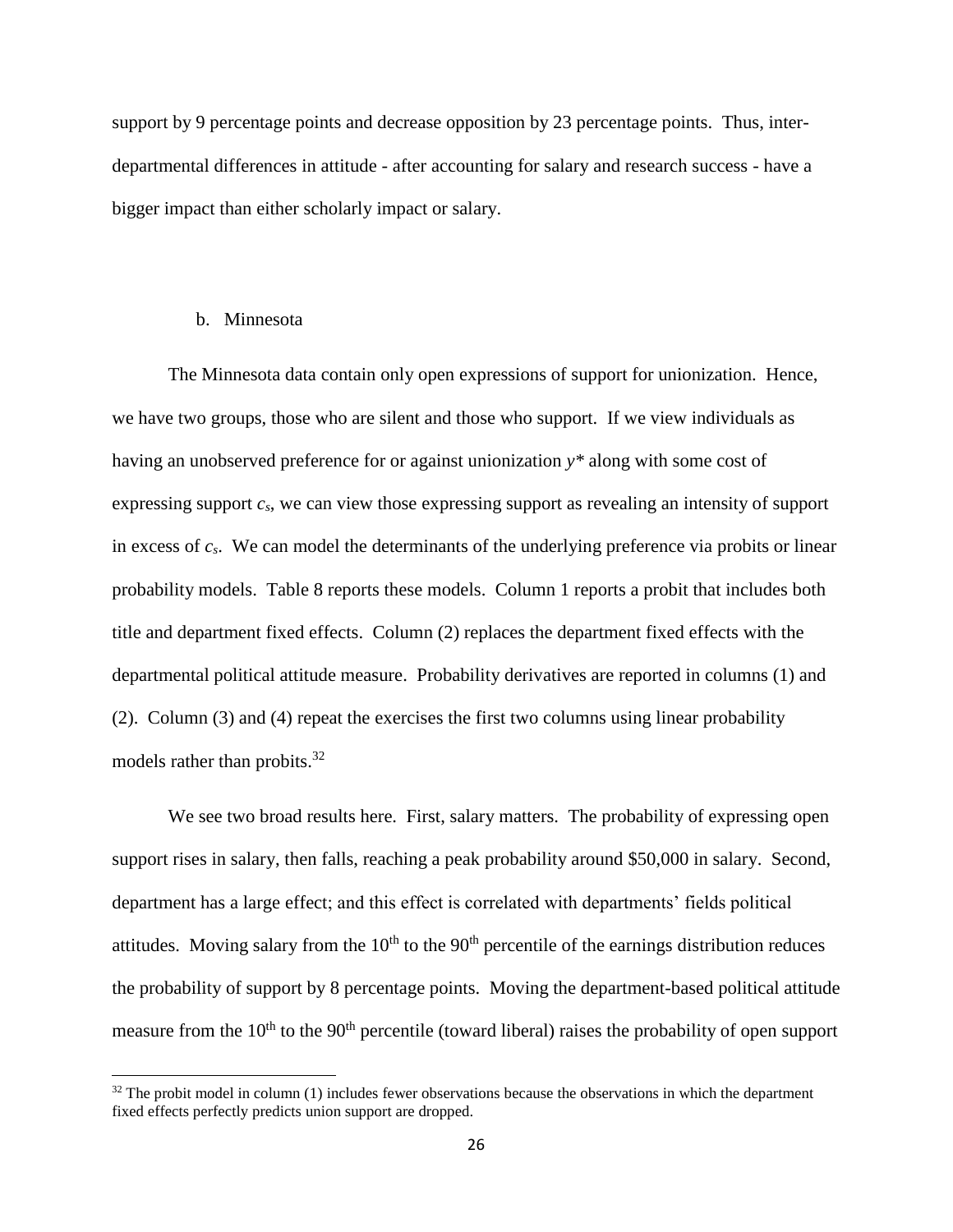support by 9 percentage points and decrease opposition by 23 percentage points. Thus, inter-departmental differences in attitude - after accounting for salary and research success - have a bigger impact than either scholarly impact or salary.

### b. Minnesota

The Minnesota data contain only open expressions of support for unionization. Hence, we have two groups, those who are silent and those who support. If we view individuals as having an unobserved preference for or against unionization $y^*$ along with some cost of expressing support $c_s$, we can view those expressing support as revealing an intensity of support in excess of $c_s$. We can model the determinants of the underlying preference via probits or linear probability models. Table 8 reports these models. Column 1 reports a probit that includes both title and department fixed effects. Column (2) replaces the department fixed effects with the departmental political attitude measure. Probability derivatives are reported in columns (1) and (2). Column (3) and (4) repeat the exercises the first two columns using linear probability models rather than probits.[32]

We see two broad results here. First, salary matters. The probability of expressing open support rises in salary, then falls, reaching a peak probability around \$50,000 in salary. Second, department has a large effect; and this effect is correlated with departments' fields political attitudes. Moving salary from the 10th to the 90th percentile of the earnings distribution reduces the probability of support by 8 percentage points. Moving the department-based political attitude measure from the 10th to the 90th percentile (toward liberal) raises the probability of open support

[32] The probit model in column (1) includes fewer observations because the observations in which the department fixed effects perfectly predicts union support are dropped.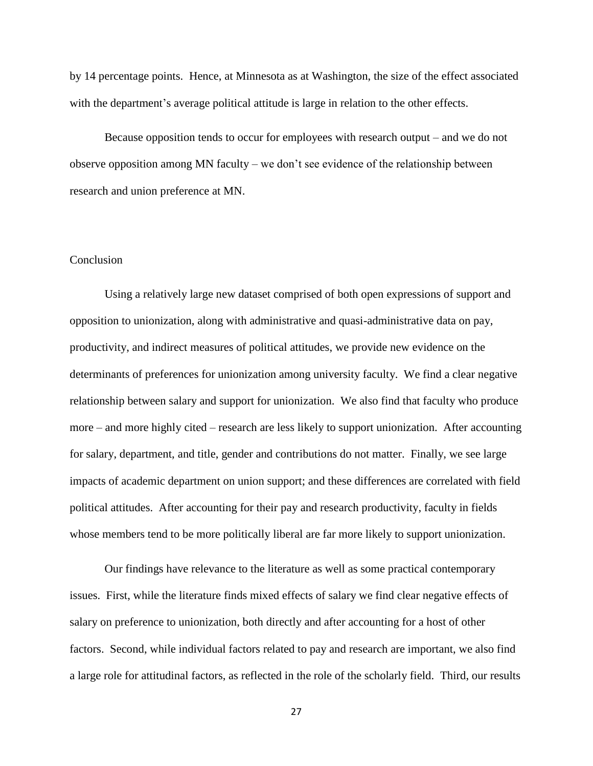by 14 percentage points. Hence, at Minnesota as at Washington, the size of the effect associated with the department's average political attitude is large in relation to the other effects.

Because opposition tends to occur for employees with research output – and we do not observe opposition among MN faculty – we don't see evidence of the relationship between research and union preference at MN.

## Conclusion

Using a relatively large new dataset comprised of both open expressions of support and opposition to unionization, along with administrative and quasi-administrative data on pay, productivity, and indirect measures of political attitudes, we provide new evidence on the determinants of preferences for unionization among university faculty. We find a clear negative relationship between salary and support for unionization. We also find that faculty who produce more – and more highly cited – research are less likely to support unionization. After accounting for salary, department, and title, gender and contributions do not matter. Finally, we see large impacts of academic department on union support; and these differences are correlated with field political attitudes. After accounting for their pay and research productivity, faculty in fields whose members tend to be more politically liberal are far more likely to support unionization.

Our findings have relevance to the literature as well as some practical contemporary issues. First, while the literature finds mixed effects of salary we find clear negative effects of salary on preference to unionization, both directly and after accounting for a host of other factors. Second, while individual factors related to pay and research are important, we also find a large role for attitudinal factors, as reflected in the role of the scholarly field. Third, our results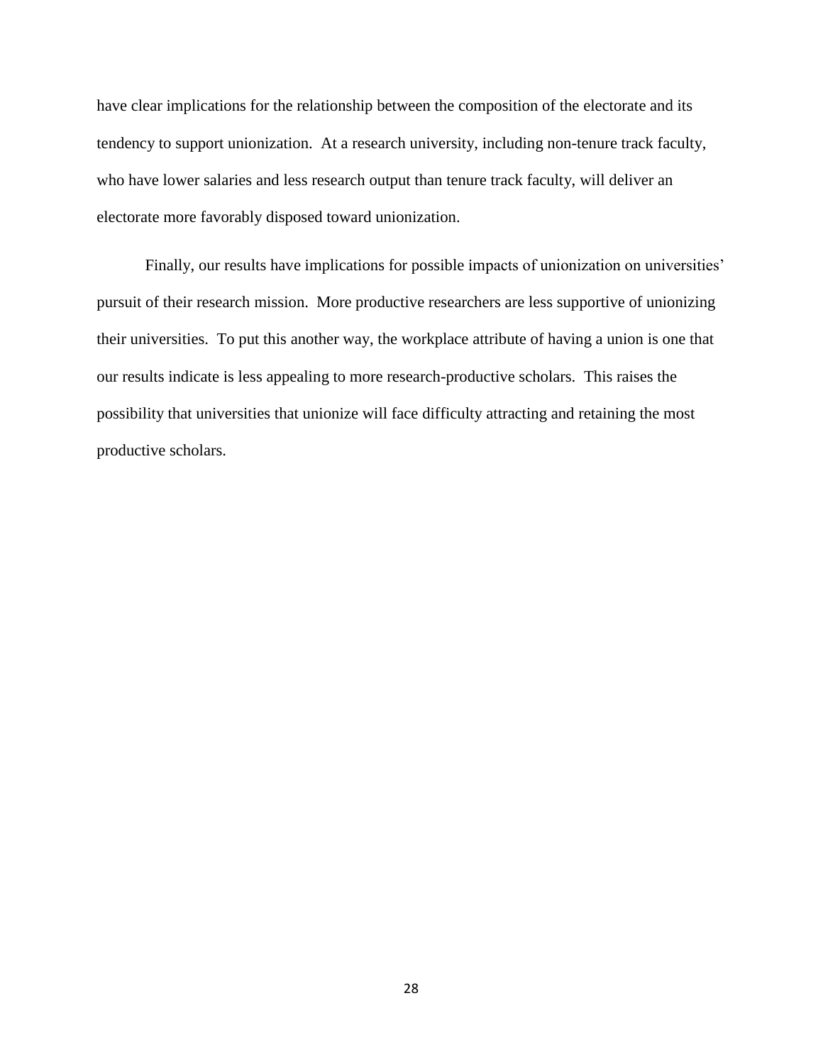have clear implications for the relationship between the composition of the electorate and its tendency to support unionization. At a research university, including non-tenure track faculty, who have lower salaries and less research output than tenure track faculty, will deliver an electorate more favorably disposed toward unionization.

Finally, our results have implications for possible impacts of unionization on universities' pursuit of their research mission. More productive researchers are less supportive of unionizing their universities. To put this another way, the workplace attribute of having a union is one that our results indicate is less appealing to more research-productive scholars. This raises the possibility that universities that unionize will face difficulty attracting and retaining the most productive scholars.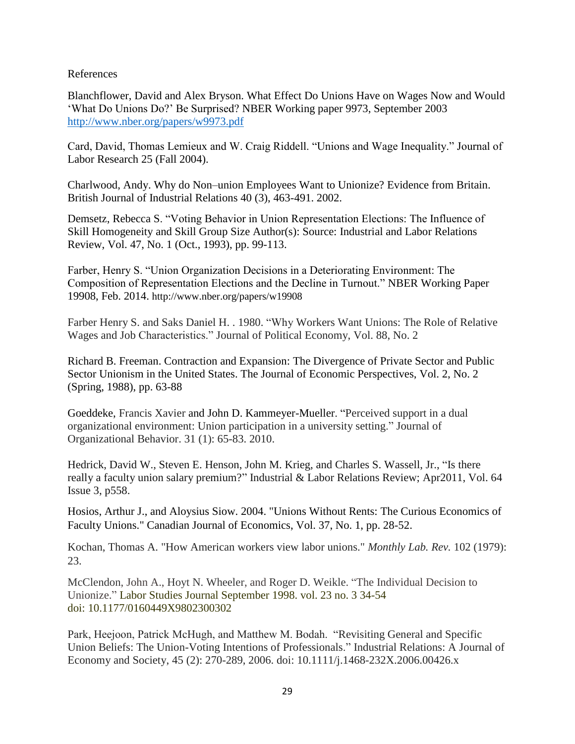References

Blanchflower, David and Alex Bryson. What Effect Do Unions Have on Wages Now and Would 'What Do Unions Do?' Be Surprised? NBER Working paper 9973, September 2003 http://www.nber.org/papers/w9973.pdf

Card, David, Thomas Lemieux and W. Craig Riddell. "Unions and Wage Inequality." Journal of Labor Research 25 (Fall 2004).

Charlwood, Andy. Why do Non–union Employees Want to Unionize? Evidence from Britain. British Journal of Industrial Relations 40 (3), 463-491. 2002.

Demsetz, Rebecca S. "Voting Behavior in Union Representation Elections: The Influence of Skill Homogeneity and Skill Group Size Author(s): Source: Industrial and Labor Relations Review, Vol. 47, No. 1 (Oct., 1993), pp. 99-113.

Farber, Henry S. "Union Organization Decisions in a Deteriorating Environment: The Composition of Representation Elections and the Decline in Turnout." NBER Working Paper 19908, Feb. 2014. http://www.nber.org/papers/w19908

Farber Henry S. and Saks Daniel H. . 1980. "Why Workers Want Unions: The Role of Relative Wages and Job Characteristics." Journal of Political Economy, Vol. 88, No. 2

Richard B. Freeman. Contraction and Expansion: The Divergence of Private Sector and Public Sector Unionism in the United States. The Journal of Economic Perspectives, Vol. 2, No. 2 (Spring, 1988), pp. 63-88

Goeddeke, Francis Xavier and John D. Kammeyer-Mueller. "Perceived support in a dual organizational environment: Union participation in a university setting." Journal of Organizational Behavior. 31 (1): 65-83. 2010.

Hedrick, David W., Steven E. Henson, John M. Krieg, and Charles S. Wassell, Jr., "Is there really a faculty union salary premium?" Industrial & Labor Relations Review; Apr2011, Vol. 64 Issue 3, p558.

Hosios, Arthur J., and Aloysius Siow. 2004. "Unions Without Rents: The Curious Economics of Faculty Unions." Canadian Journal of Economics, Vol. 37, No. 1, pp. 28-52.

Kochan, Thomas A. "How American workers view labor unions." *Monthly Lab. Rev.* 102 (1979): 23.

McClendon, John A., Hoyt N. Wheeler, and Roger D. Weikle. "The Individual Decision to Unionize." Labor Studies Journal September 1998. vol. 23 no. 3 34-54 doi: 10.1177/0160449X9802300302

Park, Heejoon, Patrick McHugh, and Matthew M. Bodah. "Revisiting General and Specific Union Beliefs: The Union-Voting Intentions of Professionals." Industrial Relations: A Journal of Economy and Society, 45 (2): 270-289, 2006. doi: 10.1111/j.1468-232X.2006.00426.x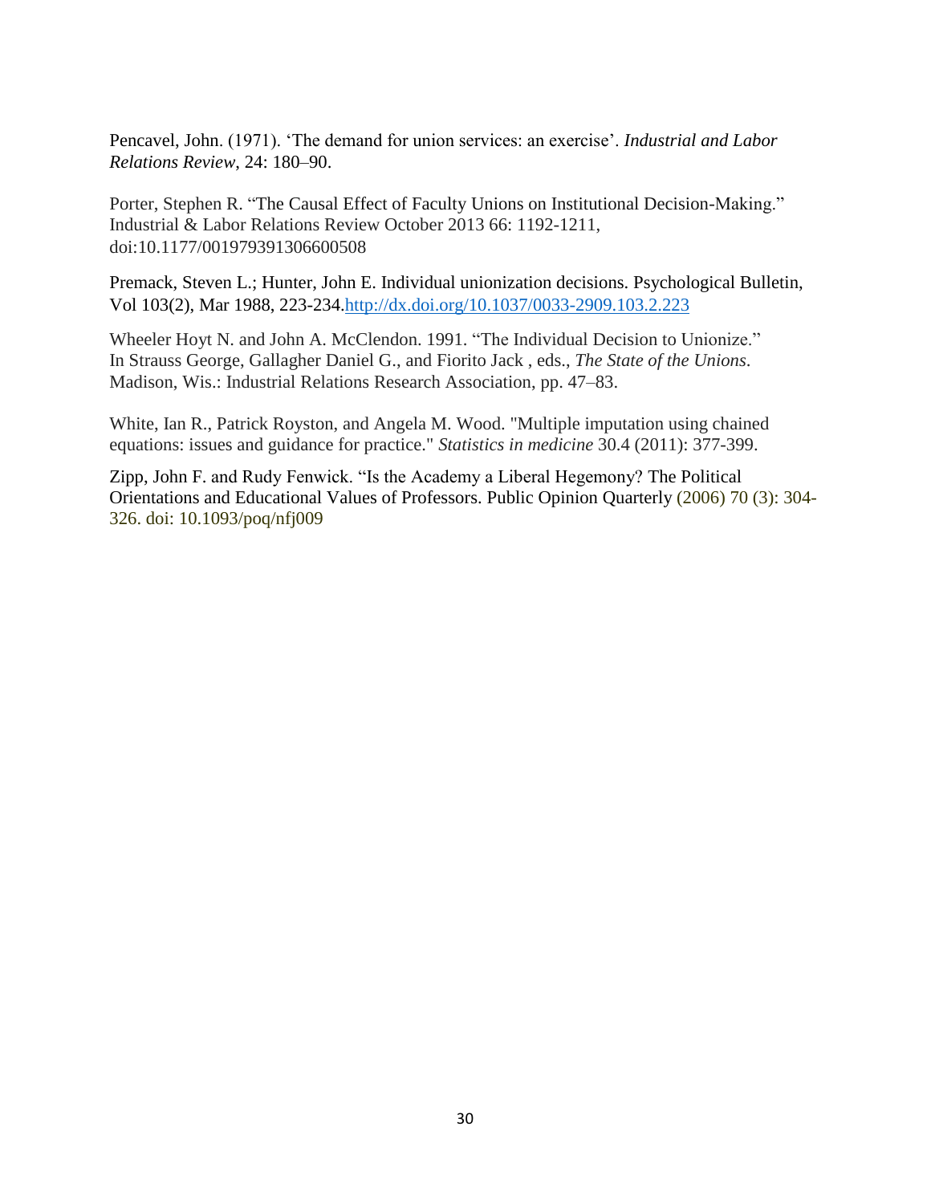Pencavel, John. (1971). 'The demand for union services: an exercise'. *Industrial and Labor Relations Review*, 24: 180–90.

Porter, Stephen R. "The Causal Effect of Faculty Unions on Institutional Decision-Making." Industrial & Labor Relations Review October 2013 66: 1192-1211, doi:10.1177/001979391306600508

Premack, Steven L.; Hunter, John E. Individual unionization decisions. Psychological Bulletin, Vol 103(2), Mar 1988, 223-234.http://dx.doi.org/10.1037/0033-2909.103.2.223

Wheeler Hoyt N. and John A. McClendon. 1991. "The Individual Decision to Unionize." In Strauss George, Gallagher Daniel G., and Fiorito Jack , eds., *The State of the Unions*. Madison, Wis.: Industrial Relations Research Association, pp. 47–83.

White, Ian R., Patrick Royston, and Angela M. Wood. "Multiple imputation using chained equations: issues and guidance for practice." *Statistics in medicine* 30.4 (2011): 377-399.

Zipp, John F. and Rudy Fenwick. "Is the Academy a Liberal Hegemony? The Political Orientations and Educational Values of Professors. Public Opinion Quarterly (2006) 70 (3): 304-326. doi: 10.1093/poq/nfj009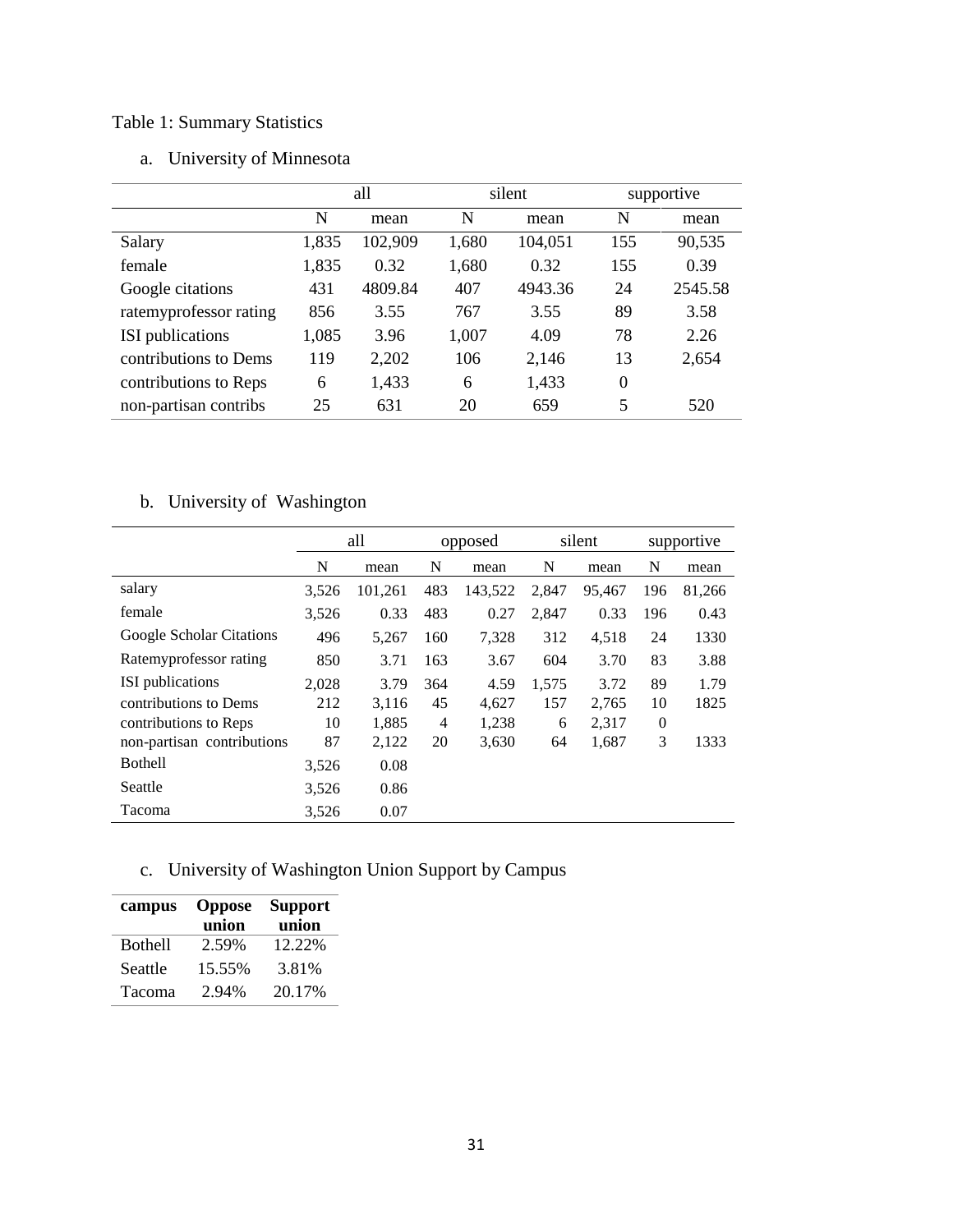Table 1: Summary Statistics

a. University of Minnesota

| | all | | silent | | supportive | |
|---|---|---|---|---|---|---|
| | N | mean | N | mean | N | mean |
| Salary | 1,835 | 102,909 | 1,680 | 104,051 | 155 | 90,535 |
| female | 1,835 | 0.32 | 1,680 | 0.32 | 155 | 0.39 |
| Google citations | 431 | 4809.84 | 407 | 4943.36 | 24 | 2545.58 |
| ratemyprofessor rating | 856 | 3.55 | 767 | 3.55 | 89 | 3.58 |
| ISI publications | 1,085 | 3.96 | 1,007 | 4.09 | 78 | 2.26 |
| contributions to Dems | 119 | 2,202 | 106 | 2,146 | 13 | 2,654 |
| contributions to Reps | 6 | 1,433 | 6 | 1,433 | 0 | |
| non-partisan contribs | 25 | 631 | 20 | 659 | 5 | 520 |

b. University of Washington

| | all | | opposed | | silent | | supportive | |
|---|---|---|---|---|---|---|---|---|
| | N | mean | N | mean | N | mean | N | mean |
| salary | 3,526 | 101,261 | 483 | 143,522 | 2,847 | 95,467 | 196 | 81,266 |
| female | 3,526 | 0.33 | 483 | 0.27 | 2,847 | 0.33 | 196 | 0.43 |
| Google Scholar Citations | 496 | 5,267 | 160 | 7,328 | 312 | 4,518 | 24 | 1330 |
| Ratemyprofessor rating | 850 | 3.71 | 163 | 3.67 | 604 | 3.70 | 83 | 3.88 |
| ISI publications | 2,028 | 3.79 | 364 | 4.59 | 1,575 | 3.72 | 89 | 1.79 |
| contributions to Dems | 212 | 3,116 | 45 | 4,627 | 157 | 2,765 | 10 | 1825 |
| contributions to Reps | 10 | 1,885 | 4 | 1,238 | 6 | 2,317 | 0 | |
| non-partisan contributions | 87 | 2,122 | 20 | 3,630 | 64 | 1,687 | 3 | 1333 |
| Bothell | 3,526 | 0.08 | | | | | | |
| Seattle | 3,526 | 0.86 | | | | | | |
| Tacoma | 3,526 | 0.07 | | | | | | |

c. University of Washington Union Support by Campus

| **campus** | **Oppose union** | **Support union** |
|---|---|---|
| Bothell | 2.59% | 12.22% |
| Seattle | 15.55% | 3.81% |
| Tacoma | 2.94% | 20.17% |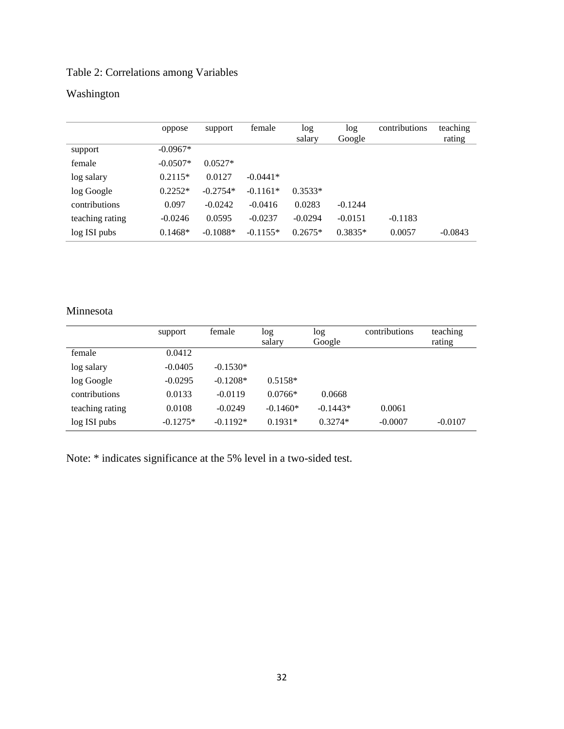Table 2: Correlations among Variables

Washington

| | oppose | support | female | log salary | log Google | contributions | teaching rating |
|---|---|---|---|---|---|---|---|
| support | -0.0967* | | | | | | |
| female | -0.0507* | 0.0527* | | | | | |
| log salary | 0.2115* | 0.0127 | -0.0441* | | | | |
| log Google | 0.2252* | -0.2754* | -0.1161* | 0.3533* | | | |
| contributions | 0.097 | -0.0242 | -0.0416 | 0.0283 | -0.1244 | | |
| teaching rating | -0.0246 | 0.0595 | -0.0237 | -0.0294 | -0.0151 | -0.1183 | |
| log ISI pubs | 0.1468* | -0.1088* | -0.1155* | 0.2675* | 0.3835* | 0.0057 | -0.0843 |

Minnesota

| | support | female | log salary | log Google | contributions | teaching rating |
|---|---|---|---|---|---|---|
| female | 0.0412 | | | | | |
| log salary | -0.0405 | -0.1530* | | | | |
| log Google | -0.0295 | -0.1208* | 0.5158* | | | |
| contributions | 0.0133 | -0.0119 | 0.0766* | 0.0668 | | |
| teaching rating | 0.0108 | -0.0249 | -0.1460* | -0.1443* | 0.0061 | |
| log ISI pubs | -0.1275* | -0.1192* | 0.1931* | 0.3274* | -0.0007 | -0.0107 |

Note: * indicates significance at the 5% level in a two-sided test.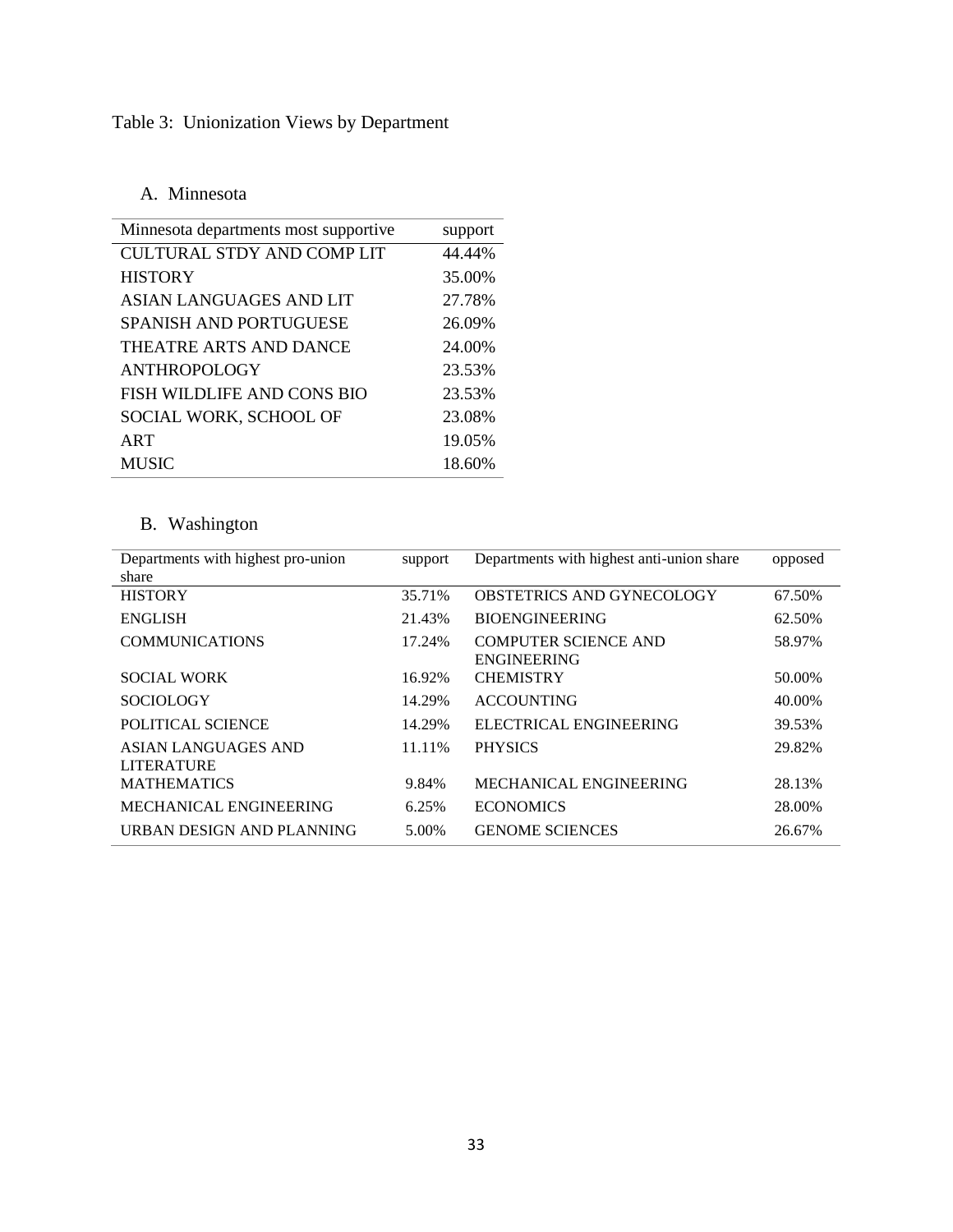Table 3: Unionization Views by Department

A. Minnesota

| Minnesota departments most supportive | support |
|---|---|
| CULTURAL STDY AND COMP LIT | 44.44% |
| HISTORY | 35.00% |
| ASIAN LANGUAGES AND LIT | 27.78% |
| SPANISH AND PORTUGUESE | 26.09% |
| THEATRE ARTS AND DANCE | 24.00% |
| ANTHROPOLOGY | 23.53% |
| FISH WILDLIFE AND CONS BIO | 23.53% |
| SOCIAL WORK, SCHOOL OF | 23.08% |
| ART | 19.05% |
| MUSIC | 18.60% |

B. Washington

| Departments with highest pro-union share | support | Departments with highest anti-union share | opposed |
|---|---|---|---|
| HISTORY | 35.71% | OBSTETRICS AND GYNECOLOGY | 67.50% |
| ENGLISH | 21.43% | BIOENGINEERING | 62.50% |
| COMMUNICATIONS | 17.24% | COMPUTER SCIENCE AND ENGINEERING | 58.97% |
| SOCIAL WORK | 16.92% | CHEMISTRY | 50.00% |
| SOCIOLOGY | 14.29% | ACCOUNTING | 40.00% |
| POLITICAL SCIENCE | 14.29% | ELECTRICAL ENGINEERING | 39.53% |
| ASIAN LANGUAGES AND LITERATURE | 11.11% | PHYSICS | 29.82% |
| MATHEMATICS | 9.84% | MECHANICAL ENGINEERING | 28.13% |
| MECHANICAL ENGINEERING | 6.25% | ECONOMICS | 28.00% |
| URBAN DESIGN AND PLANNING | 5.00% | GENOME SCIENCES | 26.67% |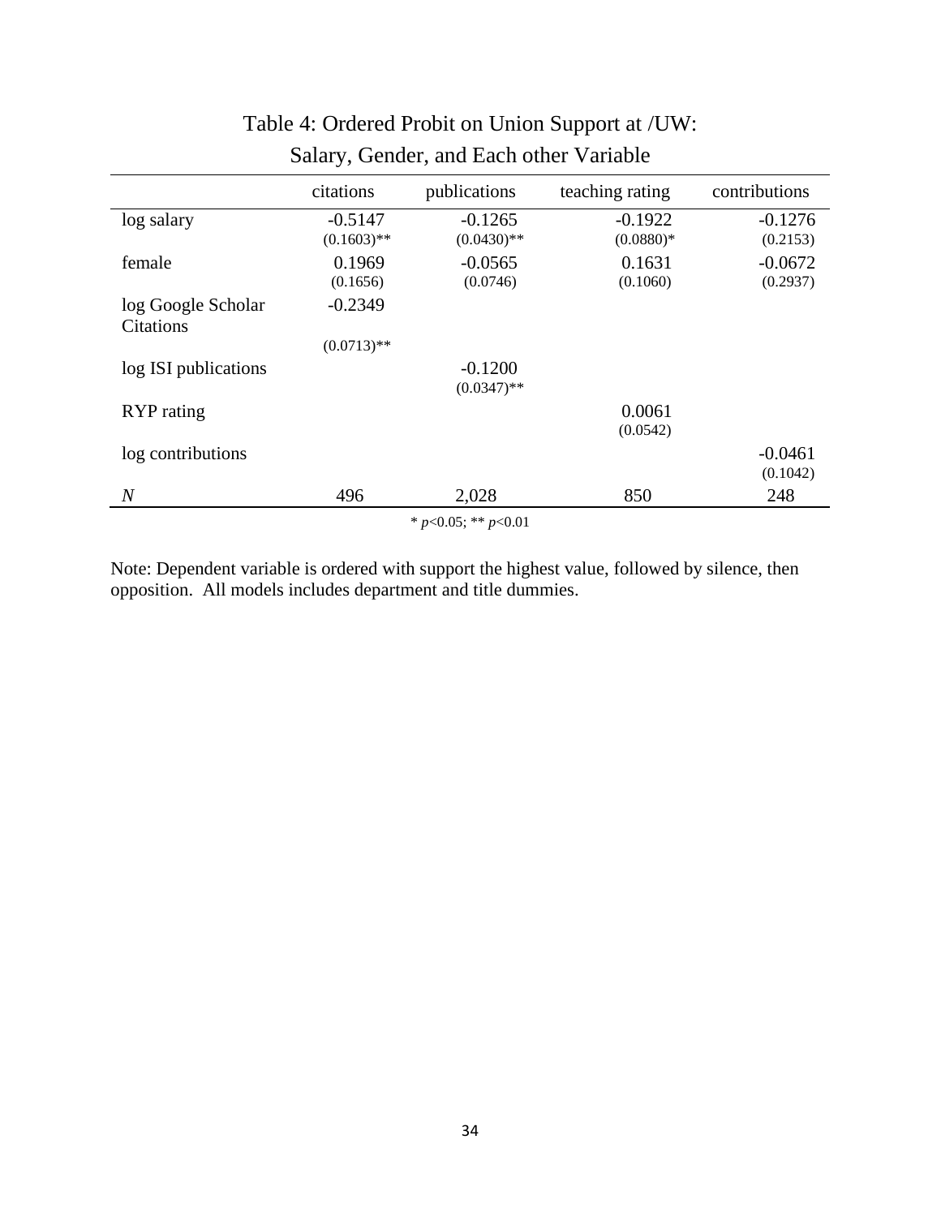Table 4: Ordered Probit on Union Support at /UW: Salary, Gender, and Each other Variable

| | citations | publications | teaching rating | contributions |
|---|---|---|---|---|
| log salary | -0.5147 | -0.1265 | -0.1922 | -0.1276 |
| | (0.1603)** | (0.0430)** | (0.0880)* | (0.2153) |
| female | 0.1969 | -0.0565 | 0.1631 | -0.0672 |
| | (0.1656) | (0.0746) | (0.1060) | (0.2937) |
| log Google Scholar Citations | -0.2349 | | | |
| | (0.0713)** | | | |
| log ISI publications | | -0.1200 | | |
| | | (0.0347)** | | |
| RYP rating | | | 0.0061 | |
| | | | (0.0542) | |
| log contributions | | | | -0.0461 |
| | | | | (0.1042) |
| *N* | 496 | 2,028 | 850 | 248 |

* $p<0.05$; ** $p<0.01$

Note: Dependent variable is ordered with support the highest value, followed by silence, then opposition. All models includes department and title dummies.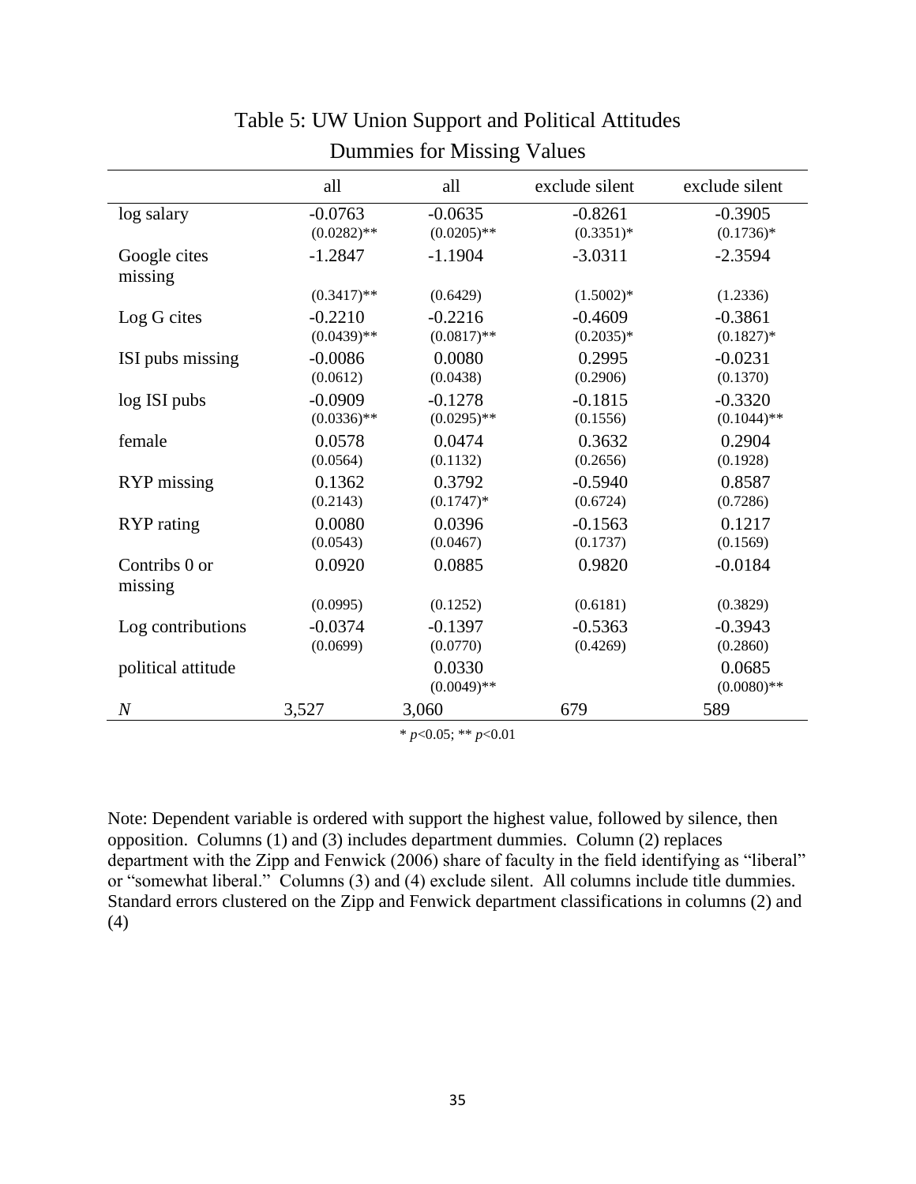# Table 5: UW Union Support and Political Attitudes

## Dummies for Missing Values

| | all | all | exclude silent | exclude silent |
|---|---|---|---|---|
| log salary | -0.0763 | -0.0635 | -0.8261 | -0.3905 |
| | (0.0282)** | (0.0205)** | (0.3351)* | (0.1736)* |
| Google cites missing | -1.2847 | -1.1904 | -3.0311 | -2.3594 |
| | (0.3417)** | (0.6429) | (1.5002)* | (1.2336) |
| Log G cites | -0.2210 | -0.2216 | -0.4609 | -0.3861 |
| | (0.0439)** | (0.0817)** | (0.2035)* | (0.1827)* |
| ISI pubs missing | -0.0086 | 0.0080 | 0.2995 | -0.0231 |
| | (0.0612) | (0.0438) | (0.2906) | (0.1370) |
| log ISI pubs | -0.0909 | -0.1278 | -0.1815 | -0.3320 |
| | (0.0336)** | (0.0295)** | (0.1556) | (0.1044)** |
| female | 0.0578 | 0.0474 | 0.3632 | 0.2904 |
| | (0.0564) | (0.1132) | (0.2656) | (0.1928) |
| RYP missing | 0.1362 | 0.3792 | -0.5940 | 0.8587 |
| | (0.2143) | (0.1747)* | (0.6724) | (0.7286) |
| RYP rating | 0.0080 | 0.0396 | -0.1563 | 0.1217 |
| | (0.0543) | (0.0467) | (0.1737) | (0.1569) |
| Contribs 0 or missing | 0.0920 | 0.0885 | 0.9820 | -0.0184 |
| | (0.0995) | (0.1252) | (0.6181) | (0.3829) |
| Log contributions | -0.0374 | -0.1397 | -0.5363 | -0.3943 |
| | (0.0699) | (0.0770) | (0.4269) | (0.2860) |
| political attitude | | 0.0330 | | 0.0685 |
| | | (0.0049)** | | (0.0080)** |
| *N* | 3,527 | 3,060 | 679 | 589 |

* $p<0.05$; ** $p<0.01$

Note: Dependent variable is ordered with support the highest value, followed by silence, then opposition. Columns (1) and (3) includes department dummies. Column (2) replaces department with the Zipp and Fenwick (2006) share of faculty in the field identifying as "liberal" or "somewhat liberal." Columns (3) and (4) exclude silent. All columns include title dummies. Standard errors clustered on the Zipp and Fenwick department classifications in columns (2) and (4)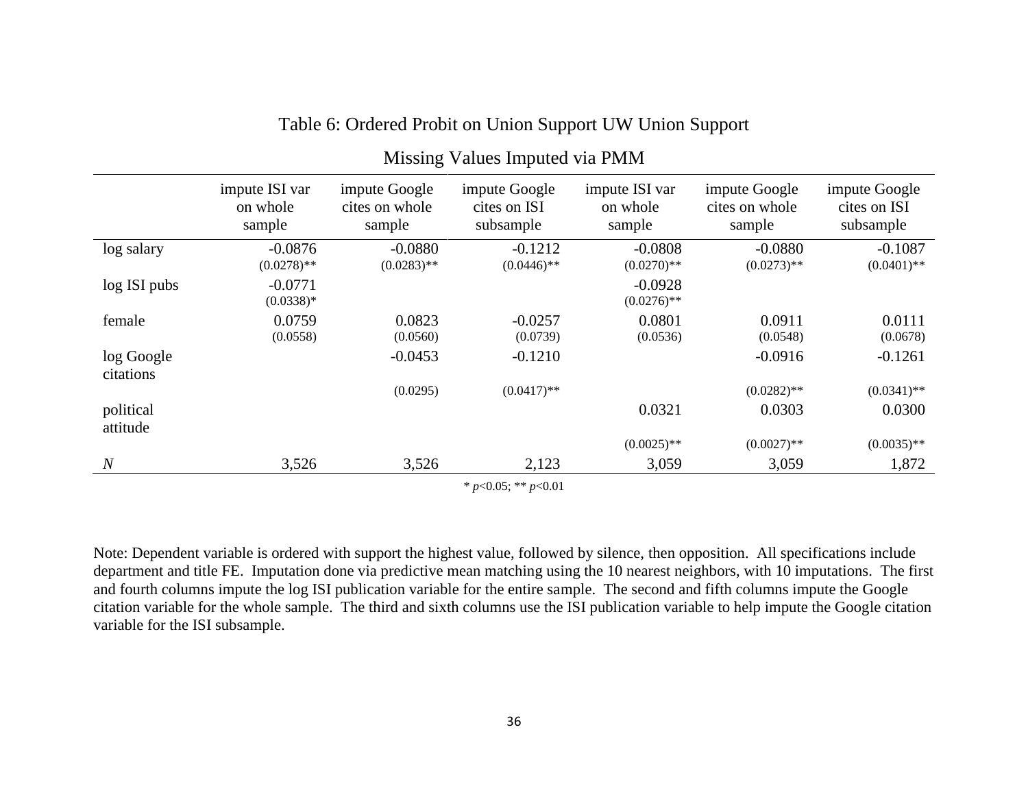## Table 6: Ordered Probit on Union Support UW Union Support

### Missing Values Imputed via PMM

| | impute ISI var on whole sample | impute Google cites on whole sample | impute Google cites on ISI subsample | impute ISI var on whole sample | impute Google cites on whole sample | impute Google cites on ISI subsample |
|---|---|---|---|---|---|---|
| log salary | -0.0876 | -0.0880 | -0.1212 | -0.0808 | -0.0880 | -0.1087 |
| | (0.0278)** | (0.0283)** | (0.0446)** | (0.0270)** | (0.0273)** | (0.0401)** |
| log ISI pubs | -0.0771 | | | -0.0928 | | |
| | (0.0338)* | | | (0.0276)** | | |
| female | 0.0759 | 0.0823 | -0.0257 | 0.0801 | 0.0911 | 0.0111 |
| | (0.0558) | (0.0560) | (0.0739) | (0.0536) | (0.0548) | (0.0678) |
| log Google citations | | -0.0453 | -0.1210 | | -0.0916 | -0.1261 |
| | | (0.0295) | (0.0417)** | | (0.0282)** | (0.0341)** |
| political attitude | | | | 0.0321 | 0.0303 | 0.0300 |
| | | | | (0.0025)** | (0.0027)** | (0.0035)** |
| *N* | 3,526 | 3,526 | 2,123 | 3,059 | 3,059 | 1,872 |

\* $p<0.05$; \*\* $p<0.01$

Note: Dependent variable is ordered with support the highest value, followed by silence, then opposition. All specifications include department and title FE. Imputation done via predictive mean matching using the 10 nearest neighbors, with 10 imputations. The first and fourth columns impute the log ISI publication variable for the entire sample. The second and fifth columns impute the Google citation variable for the whole sample. The third and sixth columns use the ISI publication variable to help impute the Google citation variable for the ISI subsample.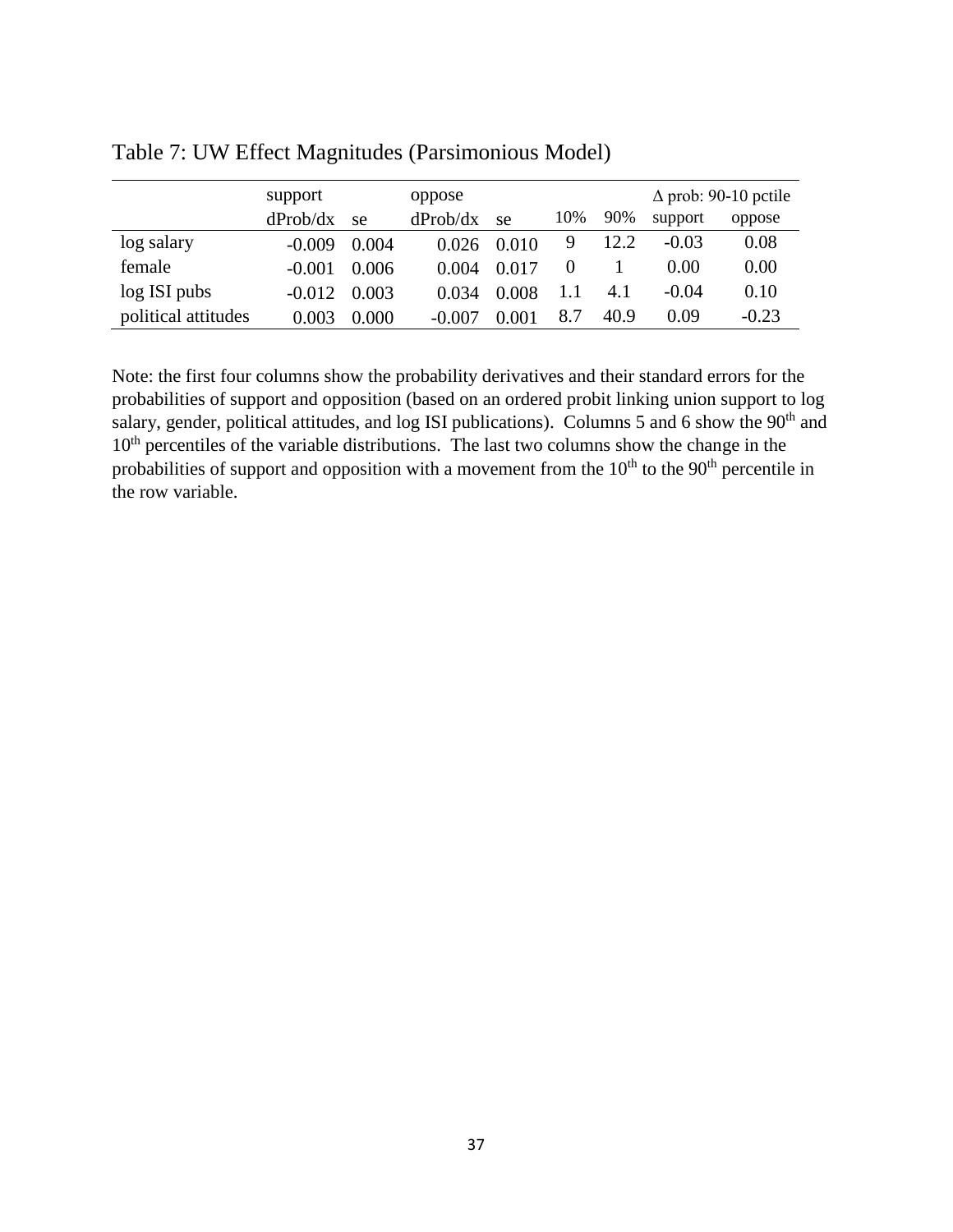Table 7: UW Effect Magnitudes (Parsimonious Model)

| | support | | oppose | | | | Δ prob: 90-10 pctile | |
|---|---|---|---|---|---|---|---|---|
| | dProb/dx | se | dProb/dx | se | 10% | 90% | support | oppose |
| log salary | -0.009 | 0.004 | 0.026 | 0.010 | 9 | 12.2 | -0.03 | 0.08 |
| female | -0.001 | 0.006 | 0.004 | 0.017 | 0 | 1 | 0.00 | 0.00 |
| log ISI pubs | -0.012 | 0.003 | 0.034 | 0.008 | 1.1 | 4.1 | -0.04 | 0.10 |
| political attitudes | 0.003 | 0.000 | -0.007 | 0.001 | 8.7 | 40.9 | 0.09 | -0.23 |

Note: the first four columns show the probability derivatives and their standard errors for the probabilities of support and opposition (based on an ordered probit linking union support to log salary, gender, political attitudes, and log ISI publications). Columns 5 and 6 show the 90th and 10th percentiles of the variable distributions. The last two columns show the change in the probabilities of support and opposition with a movement from the 10th to the 90th percentile in the row variable.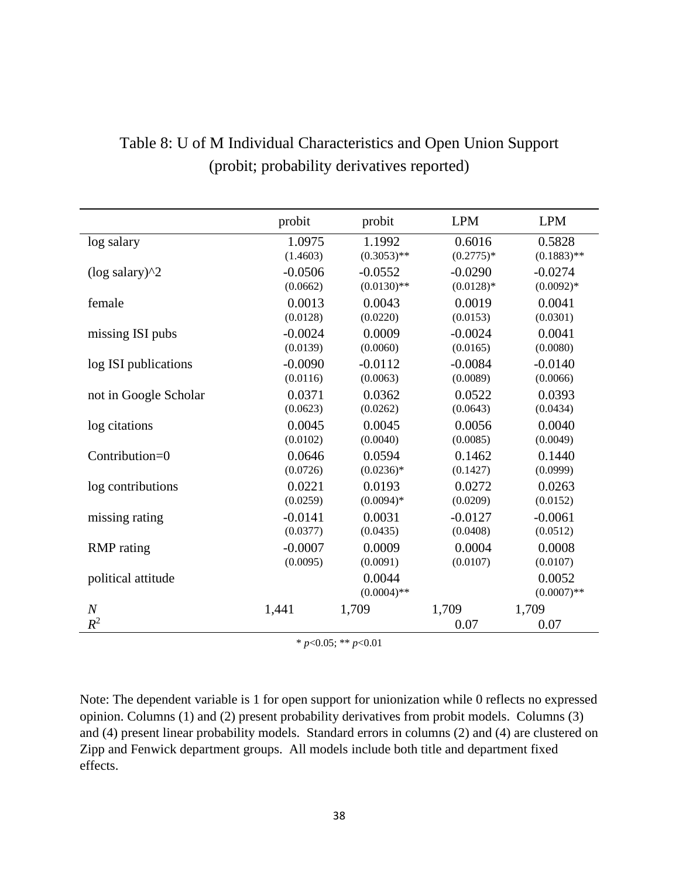# Table 8: U of M Individual Characteristics and Open Union Support (probit; probability derivatives reported)

| | probit | probit | LPM | LPM |
|---|---|---|---|---|
| log salary | 1.0975 | 1.1992 | 0.6016 | 0.5828 |
| | (1.4603) | (0.3053)** | (0.2775)* | (0.1883)** |
| (log salary)^2 | -0.0506 | -0.0552 | -0.0290 | -0.0274 |
| | (0.0662) | (0.0130)** | (0.0128)* | (0.0092)* |
| female | 0.0013 | 0.0043 | 0.0019 | 0.0041 |
| | (0.0128) | (0.0220) | (0.0153) | (0.0301) |
| missing ISI pubs | -0.0024 | 0.0009 | -0.0024 | 0.0041 |
| | (0.0139) | (0.0060) | (0.0165) | (0.0080) |
| log ISI publications | -0.0090 | -0.0112 | -0.0084 | -0.0140 |
| | (0.0116) | (0.0063) | (0.0089) | (0.0066) |
| not in Google Scholar | 0.0371 | 0.0362 | 0.0522 | 0.0393 |
| | (0.0623) | (0.0262) | (0.0643) | (0.0434) |
| log citations | 0.0045 | 0.0045 | 0.0056 | 0.0040 |
| | (0.0102) | (0.0040) | (0.0085) | (0.0049) |
| Contribution=0 | 0.0646 | 0.0594 | 0.1462 | 0.1440 |
| | (0.0726) | (0.0236)* | (0.1427) | (0.0999) |
| log contributions | 0.0221 | 0.0193 | 0.0272 | 0.0263 |
| | (0.0259) | (0.0094)* | (0.0209) | (0.0152) |
| missing rating | -0.0141 | 0.0031 | -0.0127 | -0.0061 |
| | (0.0377) | (0.0435) | (0.0408) | (0.0512) |
| RMP rating | -0.0007 | 0.0009 | 0.0004 | 0.0008 |
| | (0.0095) | (0.0091) | (0.0107) | (0.0107) |
| political attitude | | 0.0044 | | 0.0052 |
| | | (0.0004)** | | (0.0007)** |
| *N* | 1,441 | 1,709 | 1,709 | 1,709 |
| $R^2$ | | | 0.07 | 0.07 |

\* $p$<0.05; ** $p$<0.01

Note: The dependent variable is 1 for open support for unionization while 0 reflects no expressed opinion. Columns (1) and (2) present probability derivatives from probit models. Columns (3) and (4) present linear probability models. Standard errors in columns (2) and (4) are clustered on Zipp and Fenwick department groups. All models include both title and department fixed effects.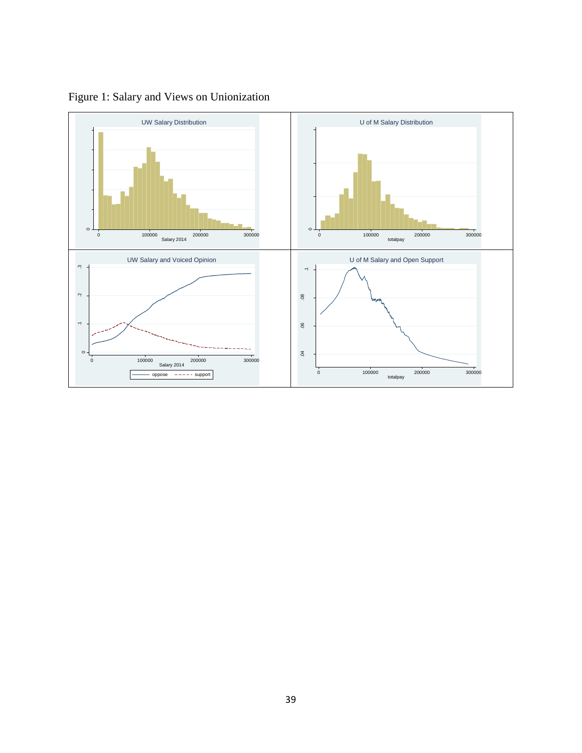Figure 1: Salary and Views on Unionization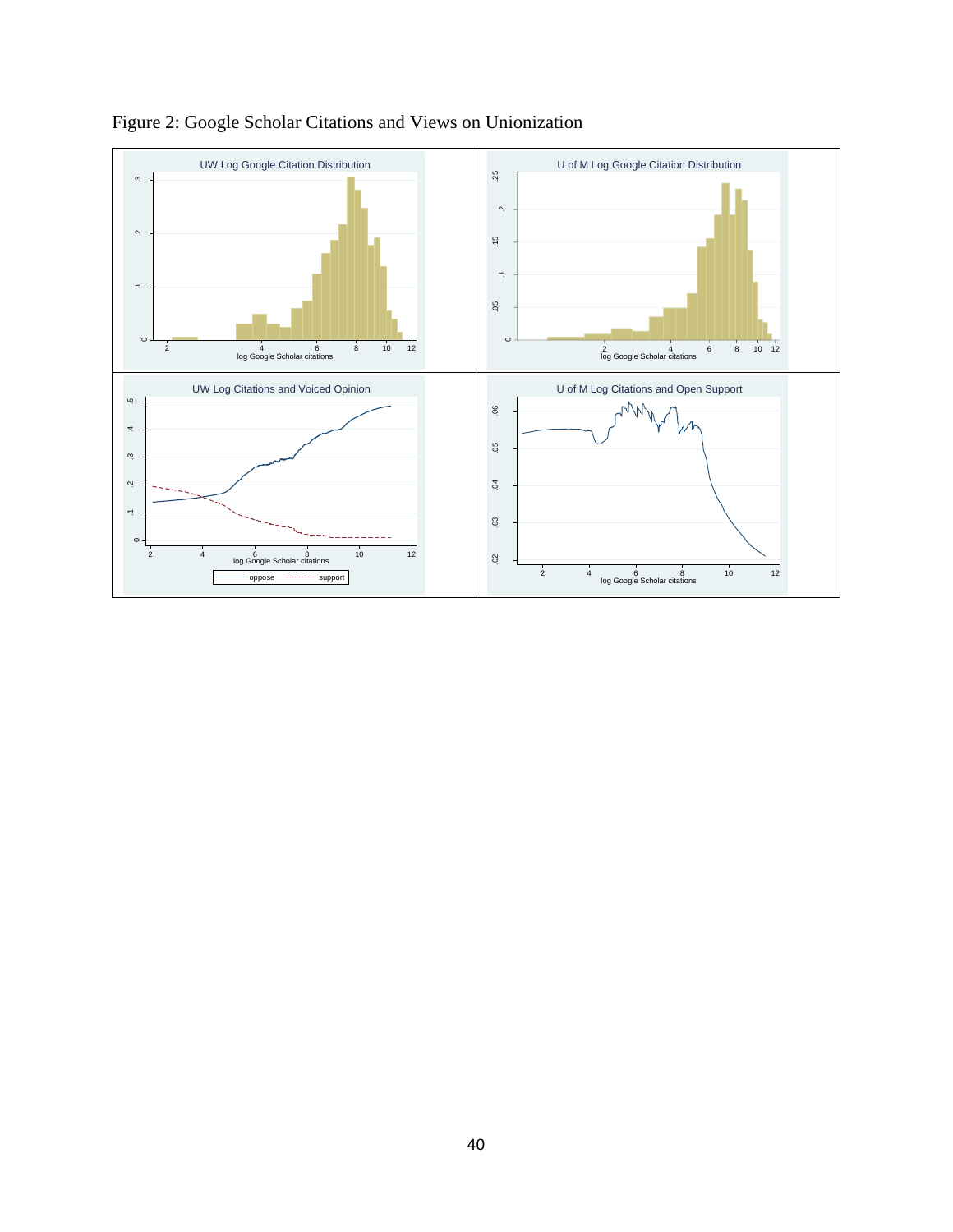Figure 2: Google Scholar Citations and Views on Unionization

UW Log Google Citation Distribution

U of M Log Google Citation Distribution

UW Log Citations and Voiced Opinion

U of M Log Citations and Open Support

log Google Scholar citations

oppose ---- support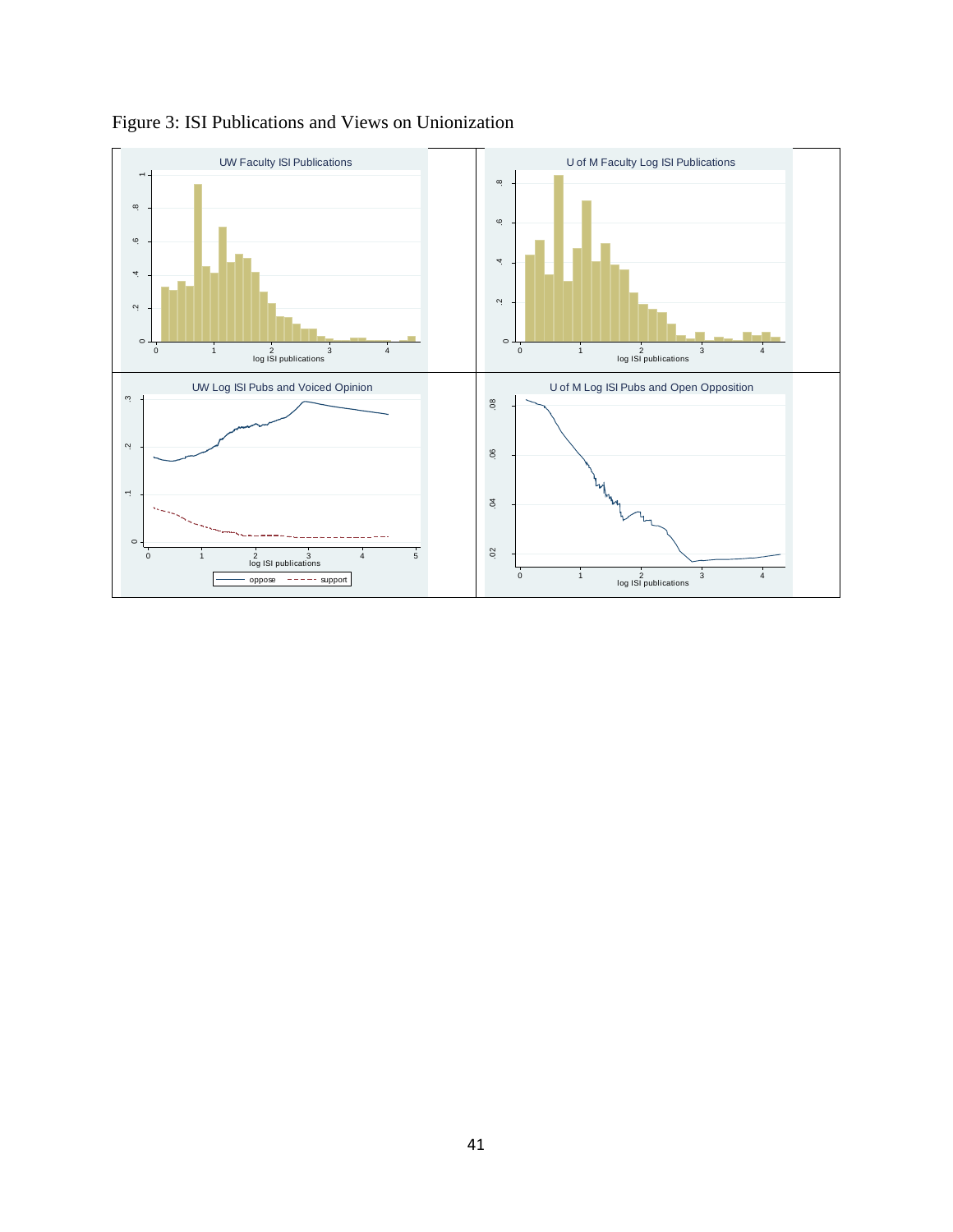Figure 3: ISI Publications and Views on Unionization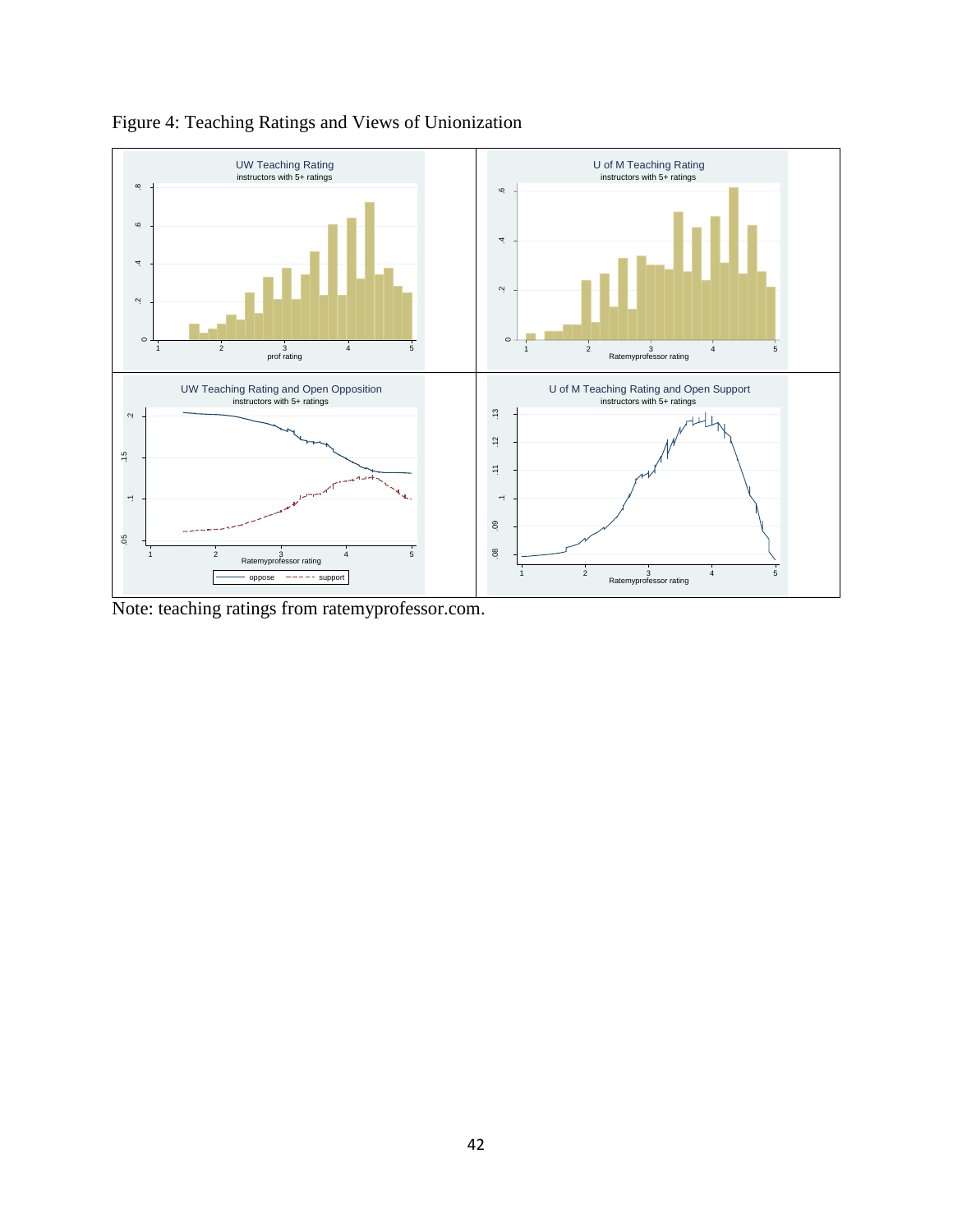Figure 4: Teaching Ratings and Views of Unionization

Note: teaching ratings from ratemyprofessor.com.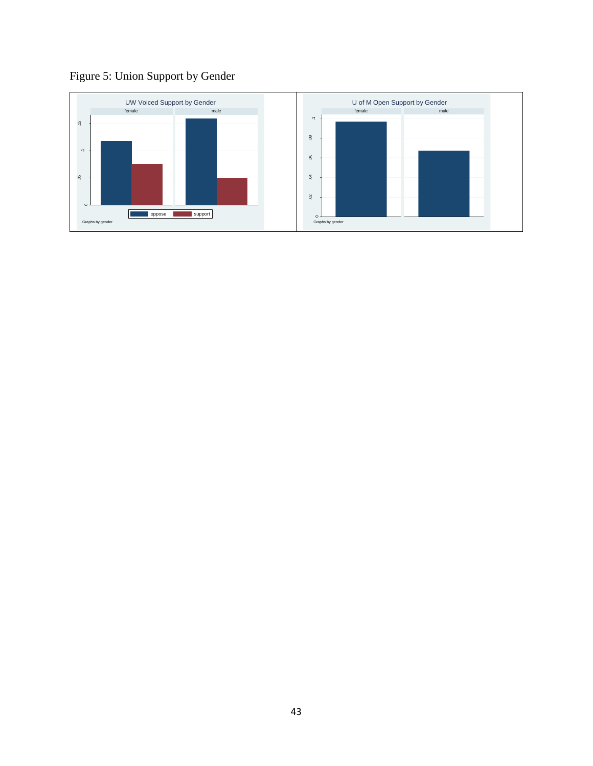Figure 5: Union Support by Gender

UW Voiced Support by Gender

female

male

0

.05

.1

.15

oppose

support

Graphs by gender

U of M Open Support by Gender

female

male

0

.02

.04

.06

.08

.1

Graphs by gender